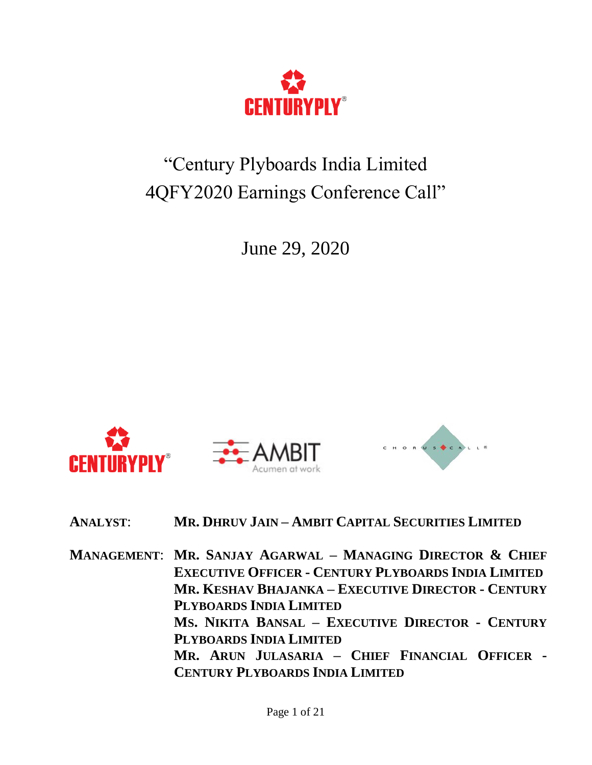# "Century Plyboards India Limited 4QFY2020 Earnings Conference Call"

June 29, 2020

**ANALYST:** **MR. DHRUV JAIN – AMBIT CAPITAL SECURITIES LIMITED**

**MANAGEMENT:** **MR. SANJAY AGARWAL – MANAGING DIRECTOR & CHIEF EXECUTIVE OFFICER - CENTURY PLYBOARDS INDIA LIMITED**
**MR. KESHAV BHAJANKA – EXECUTIVE DIRECTOR - CENTURY PLYBOARDS INDIA LIMITED**
**MS. NIKITA BANSAL – EXECUTIVE DIRECTOR - CENTURY PLYBOARDS INDIA LIMITED**
**MR. ARUN JULASARIA – CHIEF FINANCIAL OFFICER - CENTURY PLYBOARDS INDIA LIMITED**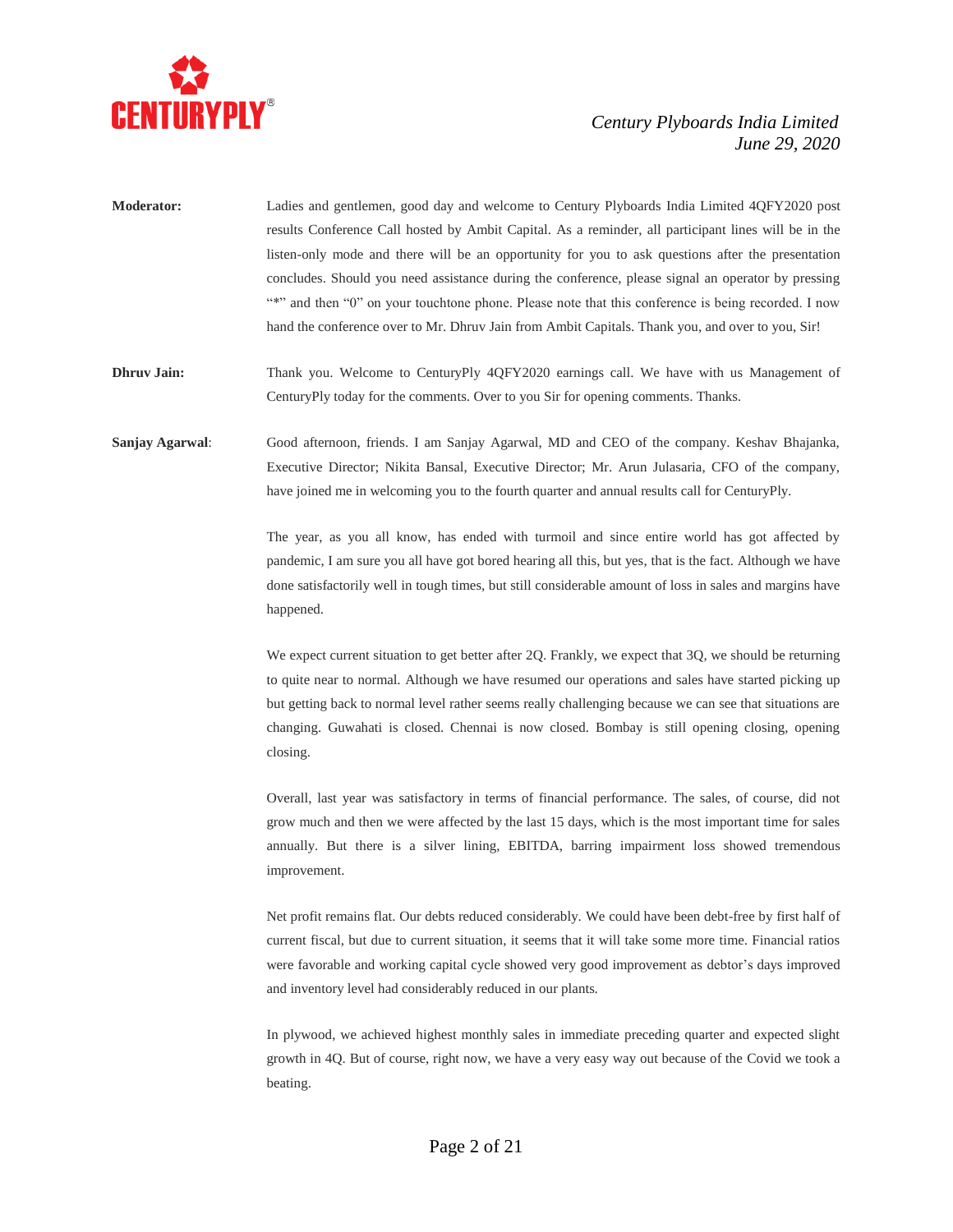**Moderator:** Ladies and gentlemen, good day and welcome to Century Plyboards India Limited 4QFY2020 post results Conference Call hosted by Ambit Capital. As a reminder, all participant lines will be in the listen-only mode and there will be an opportunity for you to ask questions after the presentation concludes. Should you need assistance during the conference, please signal an operator by pressing "*" and then "0" on your touchtone phone. Please note that this conference is being recorded. I now hand the conference over to Mr. Dhruv Jain from Ambit Capitals. Thank you, and over to you, Sir!

**Dhruv Jain:** Thank you. Welcome to CenturyPly 4QFY2020 earnings call. We have with us Management of CenturyPly today for the comments. Over to you Sir for opening comments. Thanks.

**Sanjay Agarwal**: Good afternoon, friends. I am Sanjay Agarwal, MD and CEO of the company. Keshav Bhajanka, Executive Director; Nikita Bansal, Executive Director; Mr. Arun Julasaria, CFO of the company, have joined me in welcoming you to the fourth quarter and annual results call for CenturyPly.

The year, as you all know, has ended with turmoil and since entire world has got affected by pandemic, I am sure you all have got bored hearing all this, but yes, that is the fact. Although we have done satisfactorily well in tough times, but still considerable amount of loss in sales and margins have happened.

We expect current situation to get better after 2Q. Frankly, we expect that 3Q, we should be returning to quite near to normal. Although we have resumed our operations and sales have started picking up but getting back to normal level rather seems really challenging because we can see that situations are changing. Guwahati is closed. Chennai is now closed. Bombay is still opening closing, opening closing.

Overall, last year was satisfactory in terms of financial performance. The sales, of course, did not grow much and then we were affected by the last 15 days, which is the most important time for sales annually. But there is a silver lining, EBITDA, barring impairment loss showed tremendous improvement.

Net profit remains flat. Our debts reduced considerably. We could have been debt-free by first half of current fiscal, but due to current situation, it seems that it will take some more time. Financial ratios were favorable and working capital cycle showed very good improvement as debtor's days improved and inventory level had considerably reduced in our plants.

In plywood, we achieved highest monthly sales in immediate preceding quarter and expected slight growth in 4Q. But of course, right now, we have a very easy way out because of the Covid we took a beating.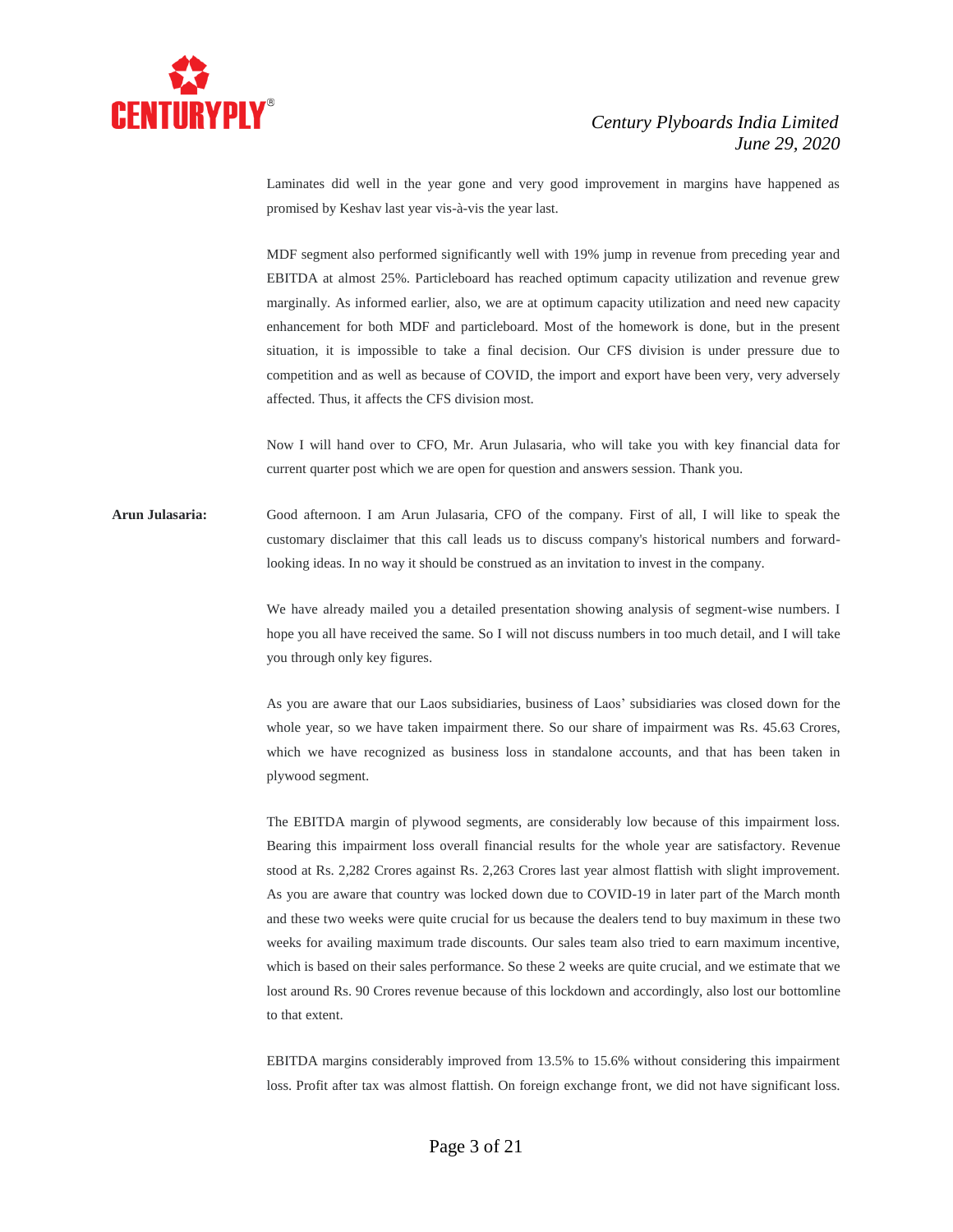Laminates did well in the year gone and very good improvement in margins have happened as promised by Keshav last year vis-à-vis the year last.

MDF segment also performed significantly well with 19% jump in revenue from preceding year and EBITDA at almost 25%. Particleboard has reached optimum capacity utilization and revenue grew marginally. As informed earlier, also, we are at optimum capacity utilization and need new capacity enhancement for both MDF and particleboard. Most of the homework is done, but in the present situation, it is impossible to take a final decision. Our CFS division is under pressure due to competition and as well as because of COVID, the import and export have been very, very adversely affected. Thus, it affects the CFS division most.

Now I will hand over to CFO, Mr. Arun Julasaria, who will take you with key financial data for current quarter post which we are open for question and answers session. Thank you.

**Arun Julasaria:** Good afternoon. I am Arun Julasaria, CFO of the company. First of all, I will like to speak the customary disclaimer that this call leads us to discuss company's historical numbers and forward-looking ideas. In no way it should be construed as an invitation to invest in the company.

We have already mailed you a detailed presentation showing analysis of segment-wise numbers. I hope you all have received the same. So I will not discuss numbers in too much detail, and I will take you through only key figures.

As you are aware that our Laos subsidiaries, business of Laos' subsidiaries was closed down for the whole year, so we have taken impairment there. So our share of impairment was Rs. 45.63 Crores, which we have recognized as business loss in standalone accounts, and that has been taken in plywood segment.

The EBITDA margin of plywood segments, are considerably low because of this impairment loss. Bearing this impairment loss overall financial results for the whole year are satisfactory. Revenue stood at Rs. 2,282 Crores against Rs. 2,263 Crores last year almost flattish with slight improvement. As you are aware that country was locked down due to COVID-19 in later part of the March month and these two weeks were quite crucial for us because the dealers tend to buy maximum in these two weeks for availing maximum trade discounts. Our sales team also tried to earn maximum incentive, which is based on their sales performance. So these 2 weeks are quite crucial, and we estimate that we lost around Rs. 90 Crores revenue because of this lockdown and accordingly, also lost our bottomline to that extent.

EBITDA margins considerably improved from 13.5% to 15.6% without considering this impairment loss. Profit after tax was almost flattish. On foreign exchange front, we did not have significant loss.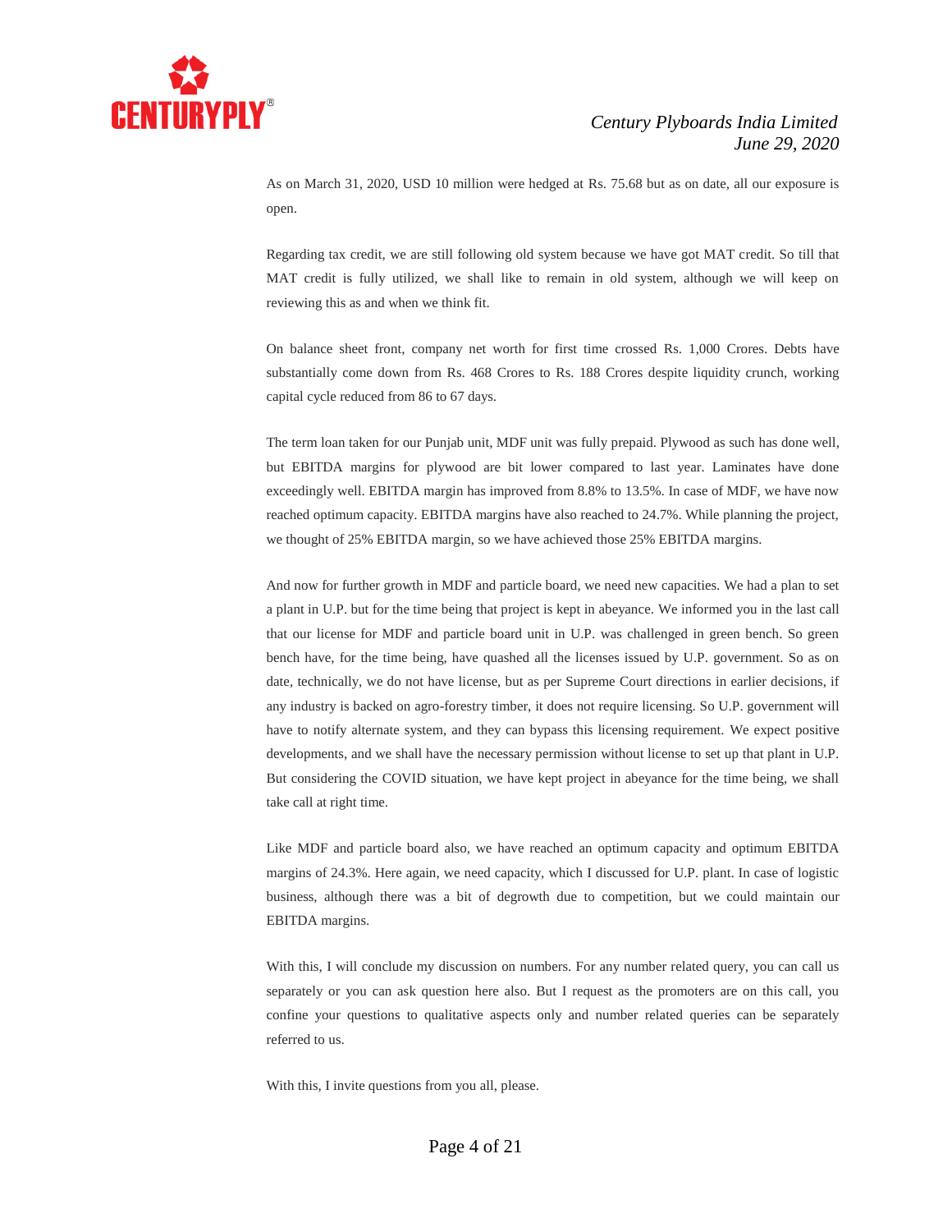As on March 31, 2020, USD 10 million were hedged at Rs. 75.68 but as on date, all our exposure is open.

Regarding tax credit, we are still following old system because we have got MAT credit. So till that MAT credit is fully utilized, we shall like to remain in old system, although we will keep on reviewing this as and when we think fit.

On balance sheet front, company net worth for first time crossed Rs. 1,000 Crores. Debts have substantially come down from Rs. 468 Crores to Rs. 188 Crores despite liquidity crunch, working capital cycle reduced from 86 to 67 days.

The term loan taken for our Punjab unit, MDF unit was fully prepaid. Plywood as such has done well, but EBITDA margins for plywood are bit lower compared to last year. Laminates have done exceedingly well. EBITDA margin has improved from 8.8% to 13.5%. In case of MDF, we have now reached optimum capacity. EBITDA margins have also reached to 24.7%. While planning the project, we thought of 25% EBITDA margin, so we have achieved those 25% EBITDA margins.

And now for further growth in MDF and particle board, we need new capacities. We had a plan to set a plant in U.P. but for the time being that project is kept in abeyance. We informed you in the last call that our license for MDF and particle board unit in U.P. was challenged in green bench. So green bench have, for the time being, have quashed all the licenses issued by U.P. government. So as on date, technically, we do not have license, but as per Supreme Court directions in earlier decisions, if any industry is backed on agro-forestry timber, it does not require licensing. So U.P. government will have to notify alternate system, and they can bypass this licensing requirement. We expect positive developments, and we shall have the necessary permission without license to set up that plant in U.P. But considering the COVID situation, we have kept project in abeyance for the time being, we shall take call at right time.

Like MDF and particle board also, we have reached an optimum capacity and optimum EBITDA margins of 24.3%. Here again, we need capacity, which I discussed for U.P. plant. In case of logistic business, although there was a bit of degrowth due to competition, but we could maintain our EBITDA margins.

With this, I will conclude my discussion on numbers. For any number related query, you can call us separately or you can ask question here also. But I request as the promoters are on this call, you confine your questions to qualitative aspects only and number related queries can be separately referred to us.

With this, I invite questions from you all, please.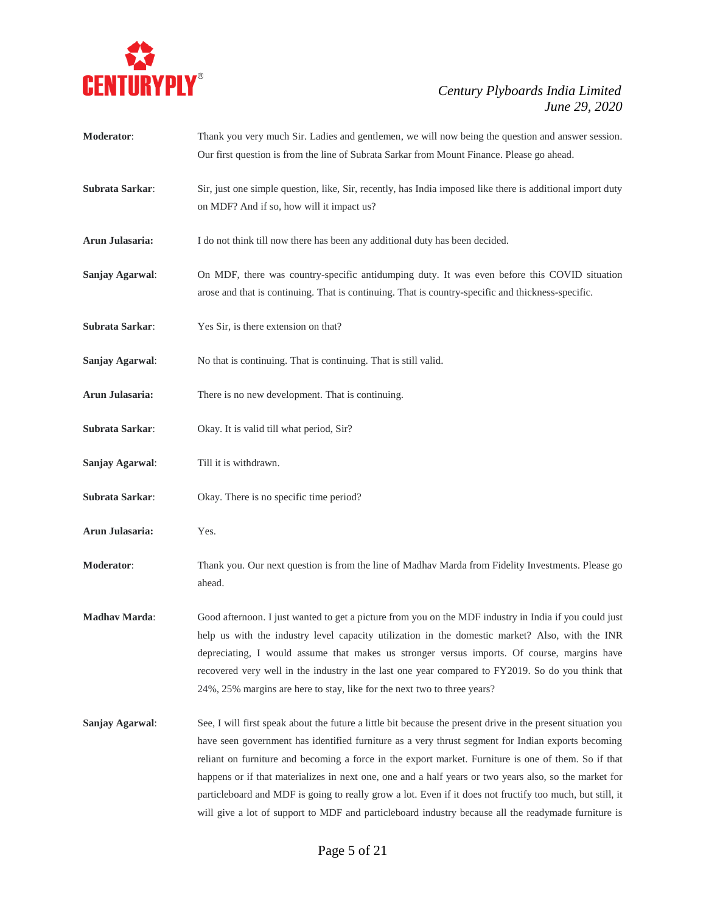**Moderator**: Thank you very much Sir. Ladies and gentlemen, we will now being the question and answer session. Our first question is from the line of Subrata Sarkar from Mount Finance. Please go ahead.

**Subrata Sarkar**: Sir, just one simple question, like, Sir, recently, has India imposed like there is additional import duty on MDF? And if so, how will it impact us?

**Arun Julasaria:** I do not think till now there has been any additional duty has been decided.

**Sanjay Agarwal**: On MDF, there was country-specific antidumping duty. It was even before this COVID situation arose and that is continuing. That is continuing. That is country-specific and thickness-specific.

**Subrata Sarkar**: Yes Sir, is there extension on that?

**Sanjay Agarwal**: No that is continuing. That is continuing. That is still valid.

**Arun Julasaria:** There is no new development. That is continuing.

**Subrata Sarkar**: Okay. It is valid till what period, Sir?

**Sanjay Agarwal**: Till it is withdrawn.

**Subrata Sarkar**: Okay. There is no specific time period?

**Arun Julasaria:** Yes.

**Moderator**: Thank you. Our next question is from the line of Madhav Marda from Fidelity Investments. Please go ahead.

**Madhav Marda**: Good afternoon. I just wanted to get a picture from you on the MDF industry in India if you could just help us with the industry level capacity utilization in the domestic market? Also, with the INR depreciating, I would assume that makes us stronger versus imports. Of course, margins have recovered very well in the industry in the last one year compared to FY2019. So do you think that 24%, 25% margins are here to stay, like for the next two to three years?

**Sanjay Agarwal**: See, I will first speak about the future a little bit because the present drive in the present situation you have seen government has identified furniture as a very thrust segment for Indian exports becoming reliant on furniture and becoming a force in the export market. Furniture is one of them. So if that happens or if that materializes in next one, one and a half years or two years also, so the market for particleboard and MDF is going to really grow a lot. Even if it does not fructify too much, but still, it will give a lot of support to MDF and particleboard industry because all the readymade furniture is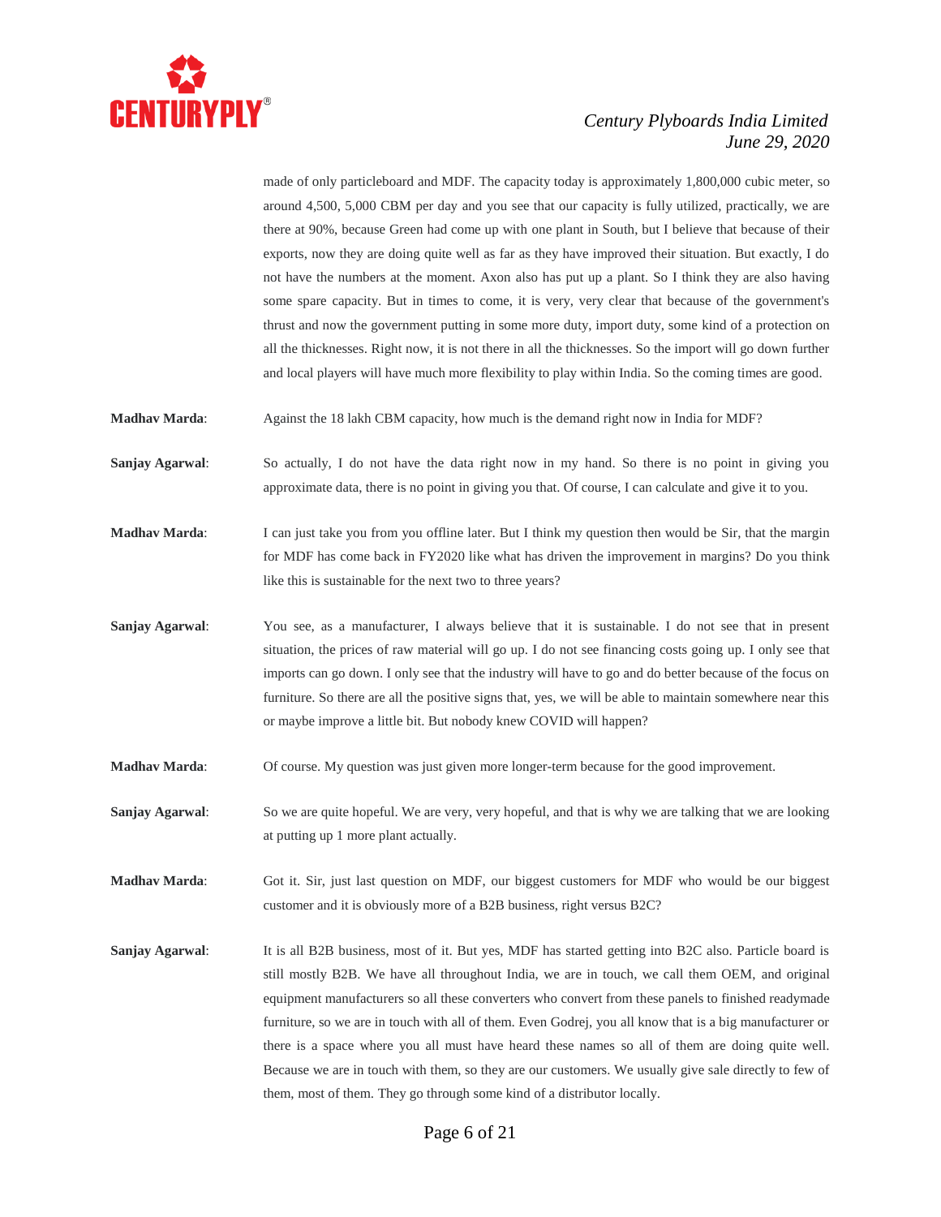made of only particleboard and MDF. The capacity today is approximately 1,800,000 cubic meter, so around 4,500, 5,000 CBM per day and you see that our capacity is fully utilized, practically, we are there at 90%, because Green had come up with one plant in South, but I believe that because of their exports, now they are doing quite well as far as they have improved their situation. But exactly, I do not have the numbers at the moment. Axon also has put up a plant. So I think they are also having some spare capacity. But in times to come, it is very, very clear that because of the government's thrust and now the government putting in some more duty, import duty, some kind of a protection on all the thicknesses. Right now, it is not there in all the thicknesses. So the import will go down further and local players will have much more flexibility to play within India. So the coming times are good.

**Madhav Marda**: Against the 18 lakh CBM capacity, how much is the demand right now in India for MDF?

**Sanjay Agarwal**: So actually, I do not have the data right now in my hand. So there is no point in giving you approximate data, there is no point in giving you that. Of course, I can calculate and give it to you.

**Madhav Marda**: I can just take you from you offline later. But I think my question then would be Sir, that the margin for MDF has come back in FY2020 like what has driven the improvement in margins? Do you think like this is sustainable for the next two to three years?

**Sanjay Agarwal**: You see, as a manufacturer, I always believe that it is sustainable. I do not see that in present situation, the prices of raw material will go up. I do not see financing costs going up. I only see that imports can go down. I only see that the industry will have to go and do better because of the focus on furniture. So there are all the positive signs that, yes, we will be able to maintain somewhere near this or maybe improve a little bit. But nobody knew COVID will happen?

**Madhav Marda**: Of course. My question was just given more longer-term because for the good improvement.

**Sanjay Agarwal**: So we are quite hopeful. We are very, very hopeful, and that is why we are talking that we are looking at putting up 1 more plant actually.

**Madhav Marda**: Got it. Sir, just last question on MDF, our biggest customers for MDF who would be our biggest customer and it is obviously more of a B2B business, right versus B2C?

**Sanjay Agarwal**: It is all B2B business, most of it. But yes, MDF has started getting into B2C also. Particle board is still mostly B2B. We have all throughout India, we are in touch, we call them OEM, and original equipment manufacturers so all these converters who convert from these panels to finished readymade furniture, so we are in touch with all of them. Even Godrej, you all know that is a big manufacturer or there is a space where you all must have heard these names so all of them are doing quite well. Because we are in touch with them, so they are our customers. We usually give sale directly to few of them, most of them. They go through some kind of a distributor locally.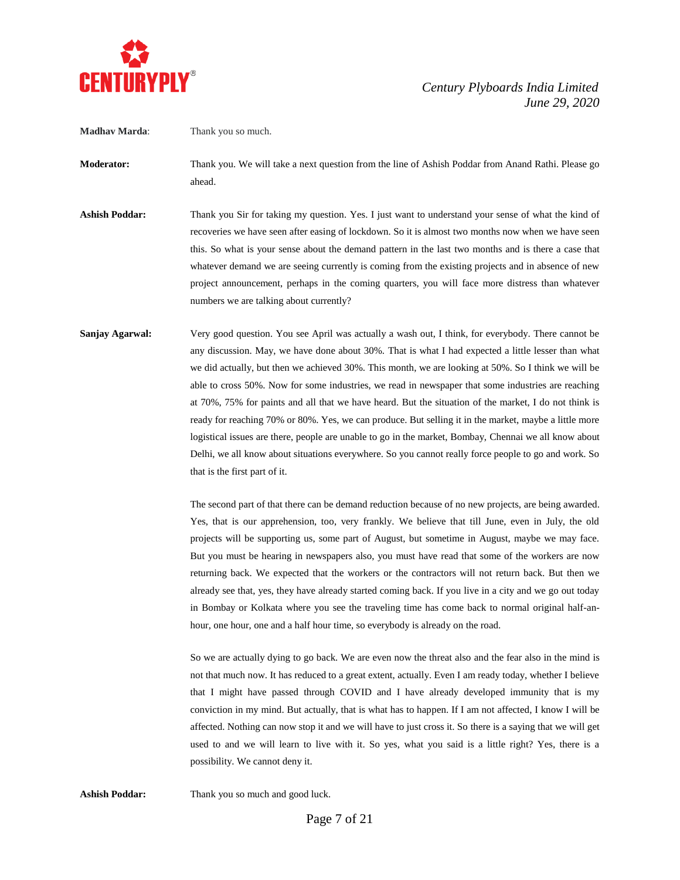**Madhav Marda**: Thank you so much.

**Moderator:** Thank you. We will take a next question from the line of Ashish Poddar from Anand Rathi. Please go ahead.

**Ashish Poddar:** Thank you Sir for taking my question. Yes. I just want to understand your sense of what the kind of recoveries we have seen after easing of lockdown. So it is almost two months now when we have seen this. So what is your sense about the demand pattern in the last two months and is there a case that whatever demand we are seeing currently is coming from the existing projects and in absence of new project announcement, perhaps in the coming quarters, you will face more distress than whatever numbers we are talking about currently?

**Sanjay Agarwal:** Very good question. You see April was actually a wash out, I think, for everybody. There cannot be any discussion. May, we have done about 30%. That is what I had expected a little lesser than what we did actually, but then we achieved 30%. This month, we are looking at 50%. So I think we will be able to cross 50%. Now for some industries, we read in newspaper that some industries are reaching at 70%, 75% for paints and all that we have heard. But the situation of the market, I do not think is ready for reaching 70% or 80%. Yes, we can produce. But selling it in the market, maybe a little more logistical issues are there, people are unable to go in the market, Bombay, Chennai we all know about Delhi, we all know about situations everywhere. So you cannot really force people to go and work. So that is the first part of it.

The second part of that there can be demand reduction because of no new projects, are being awarded. Yes, that is our apprehension, too, very frankly. We believe that till June, even in July, the old projects will be supporting us, some part of August, but sometime in August, maybe we may face. But you must be hearing in newspapers also, you must have read that some of the workers are now returning back. We expected that the workers or the contractors will not return back. But then we already see that, yes, they have already started coming back. If you live in a city and we go out today in Bombay or Kolkata where you see the traveling time has come back to normal original half-an-hour, one hour, one and a half hour time, so everybody is already on the road.

So we are actually dying to go back. We are even now the threat also and the fear also in the mind is not that much now. It has reduced to a great extent, actually. Even I am ready today, whether I believe that I might have passed through COVID and I have already developed immunity that is my conviction in my mind. But actually, that is what has to happen. If I am not affected, I know I will be affected. Nothing can now stop it and we will have to just cross it. So there is a saying that we will get used to and we will learn to live with it. So yes, what you said is a little right? Yes, there is a possibility. We cannot deny it.

**Ashish Poddar:** Thank you so much and good luck.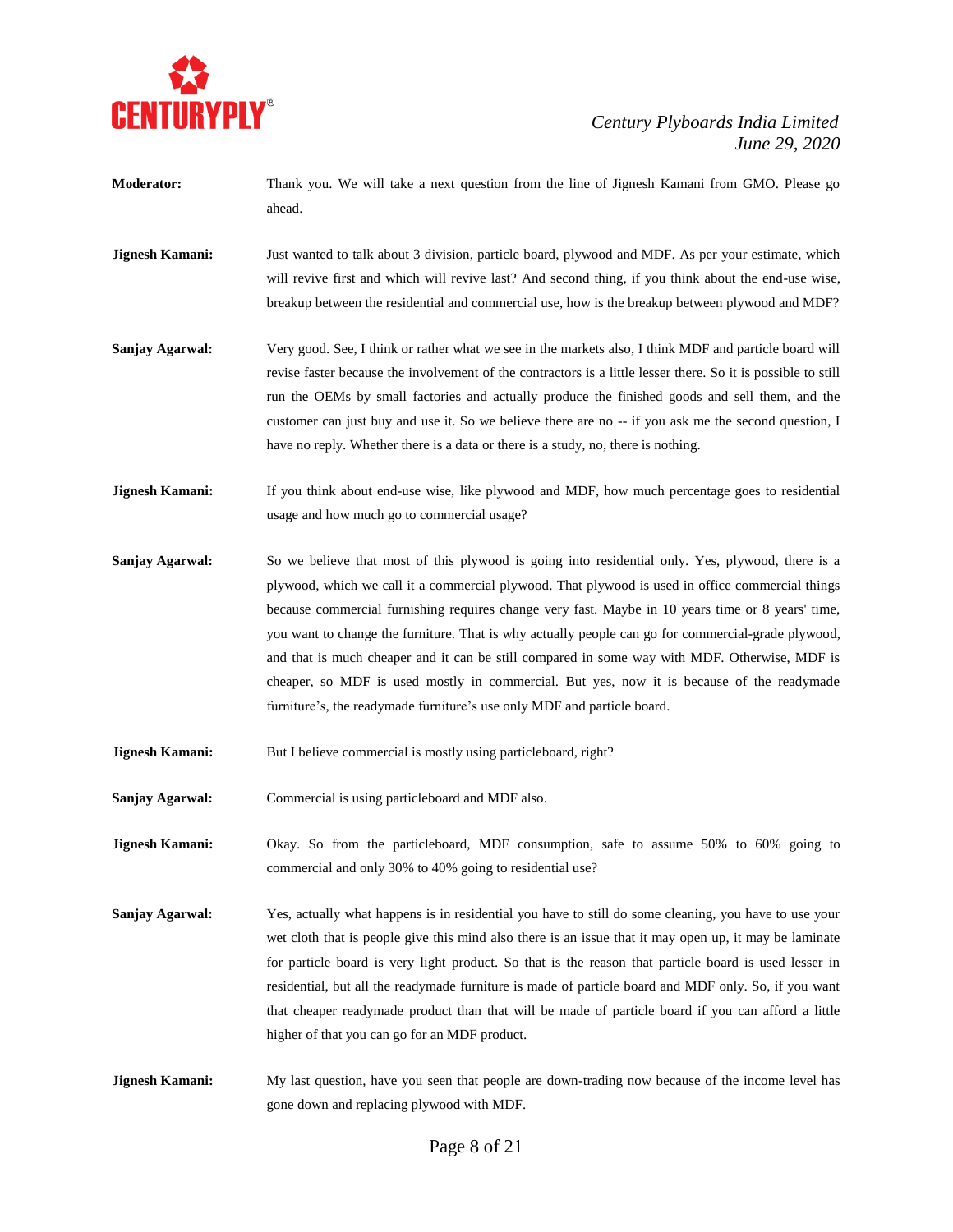**Moderator:** Thank you. We will take a next question from the line of Jignesh Kamani from GMO. Please go ahead.

**Jignesh Kamani:** Just wanted to talk about 3 division, particle board, plywood and MDF. As per your estimate, which will revive first and which will revive last? And second thing, if you think about the end-use wise, breakup between the residential and commercial use, how is the breakup between plywood and MDF?

**Sanjay Agarwal:** Very good. See, I think or rather what we see in the markets also, I think MDF and particle board will revise faster because the involvement of the contractors is a little lesser there. So it is possible to still run the OEMs by small factories and actually produce the finished goods and sell them, and the customer can just buy and use it. So we believe there are no -- if you ask me the second question, I have no reply. Whether there is a data or there is a study, no, there is nothing.

**Jignesh Kamani:** If you think about end-use wise, like plywood and MDF, how much percentage goes to residential usage and how much go to commercial usage?

**Sanjay Agarwal:** So we believe that most of this plywood is going into residential only. Yes, plywood, there is a plywood, which we call it a commercial plywood. That plywood is used in office commercial things because commercial furnishing requires change very fast. Maybe in 10 years time or 8 years' time, you want to change the furniture. That is why actually people can go for commercial-grade plywood, and that is much cheaper and it can be still compared in some way with MDF. Otherwise, MDF is cheaper, so MDF is used mostly in commercial. But yes, now it is because of the readymade furniture's, the readymade furniture's use only MDF and particle board.

**Jignesh Kamani:** But I believe commercial is mostly using particleboard, right?

**Sanjay Agarwal:** Commercial is using particleboard and MDF also.

**Jignesh Kamani:** Okay. So from the particleboard, MDF consumption, safe to assume 50% to 60% going to commercial and only 30% to 40% going to residential use?

**Sanjay Agarwal:** Yes, actually what happens is in residential you have to still do some cleaning, you have to use your wet cloth that is people give this mind also there is an issue that it may open up, it may be laminate for particle board is very light product. So that is the reason that particle board is used lesser in residential, but all the readymade furniture is made of particle board and MDF only. So, if you want that cheaper readymade product than that will be made of particle board if you can afford a little higher of that you can go for an MDF product.

**Jignesh Kamani:** My last question, have you seen that people are down-trading now because of the income level has gone down and replacing plywood with MDF.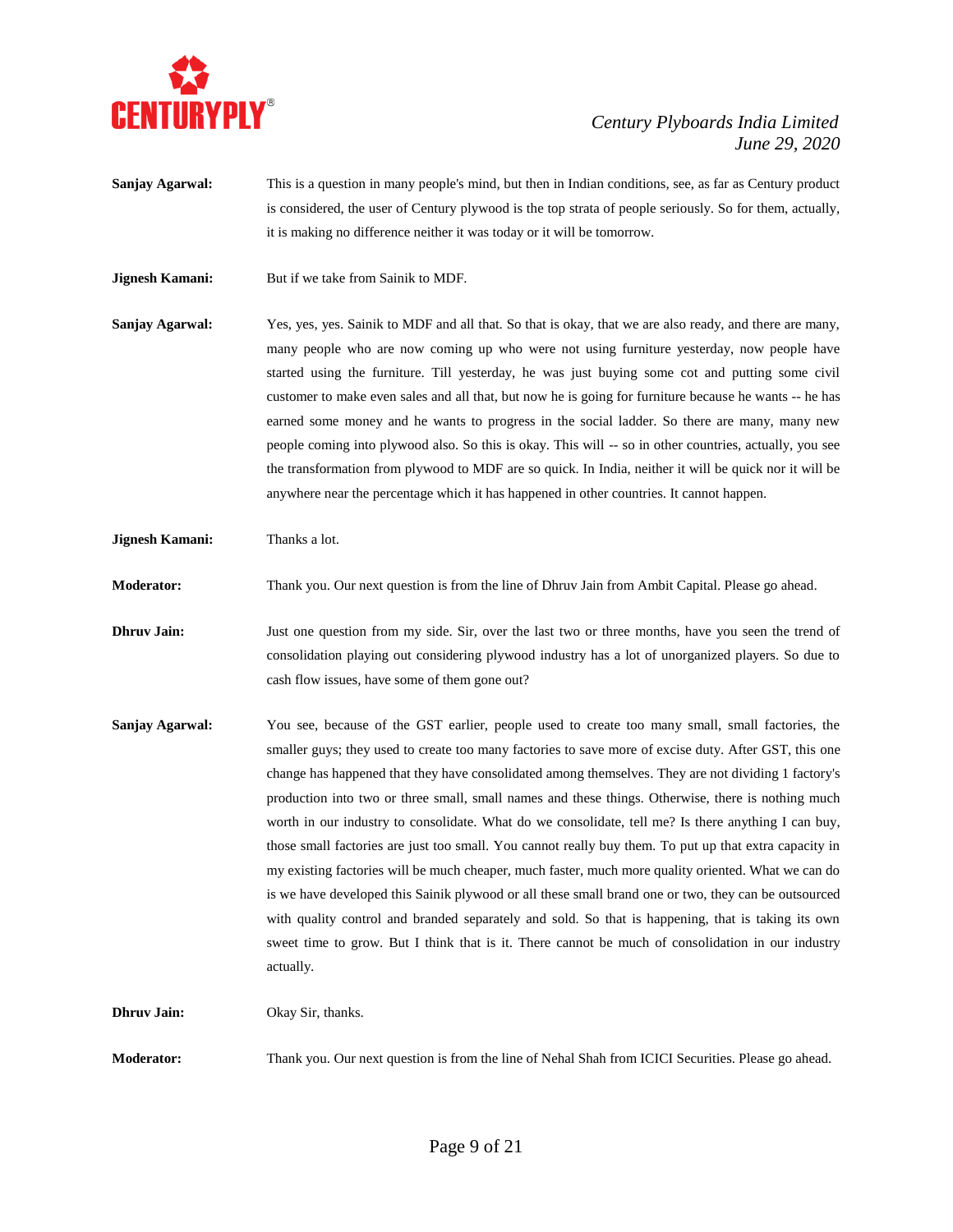**Sanjay Agarwal:** This is a question in many people's mind, but then in Indian conditions, see, as far as Century product is considered, the user of Century plywood is the top strata of people seriously. So for them, actually, it is making no difference neither it was today or it will be tomorrow.

**Jignesh Kamani:** But if we take from Sainik to MDF.

**Sanjay Agarwal:** Yes, yes, yes. Sainik to MDF and all that. So that is okay, that we are also ready, and there are many, many people who are now coming up who were not using furniture yesterday, now people have started using the furniture. Till yesterday, he was just buying some cot and putting some civil customer to make even sales and all that, but now he is going for furniture because he wants -- he has earned some money and he wants to progress in the social ladder. So there are many, many new people coming into plywood also. So this is okay. This will -- so in other countries, actually, you see the transformation from plywood to MDF are so quick. In India, neither it will be quick nor it will be anywhere near the percentage which it has happened in other countries. It cannot happen.

**Jignesh Kamani:** Thanks a lot.

**Moderator:** Thank you. Our next question is from the line of Dhruv Jain from Ambit Capital. Please go ahead.

**Dhruv Jain:** Just one question from my side. Sir, over the last two or three months, have you seen the trend of consolidation playing out considering plywood industry has a lot of unorganized players. So due to cash flow issues, have some of them gone out?

**Sanjay Agarwal:** You see, because of the GST earlier, people used to create too many small, small factories, the smaller guys; they used to create too many factories to save more of excise duty. After GST, this one change has happened that they have consolidated among themselves. They are not dividing 1 factory's production into two or three small, small names and these things. Otherwise, there is nothing much worth in our industry to consolidate. What do we consolidate, tell me? Is there anything I can buy, those small factories are just too small. You cannot really buy them. To put up that extra capacity in my existing factories will be much cheaper, much faster, much more quality oriented. What we can do is we have developed this Sainik plywood or all these small brand one or two, they can be outsourced with quality control and branded separately and sold. So that is happening, that is taking its own sweet time to grow. But I think that is it. There cannot be much of consolidation in our industry actually.

**Dhruv Jain:** Okay Sir, thanks.

**Moderator:** Thank you. Our next question is from the line of Nehal Shah from ICICI Securities. Please go ahead.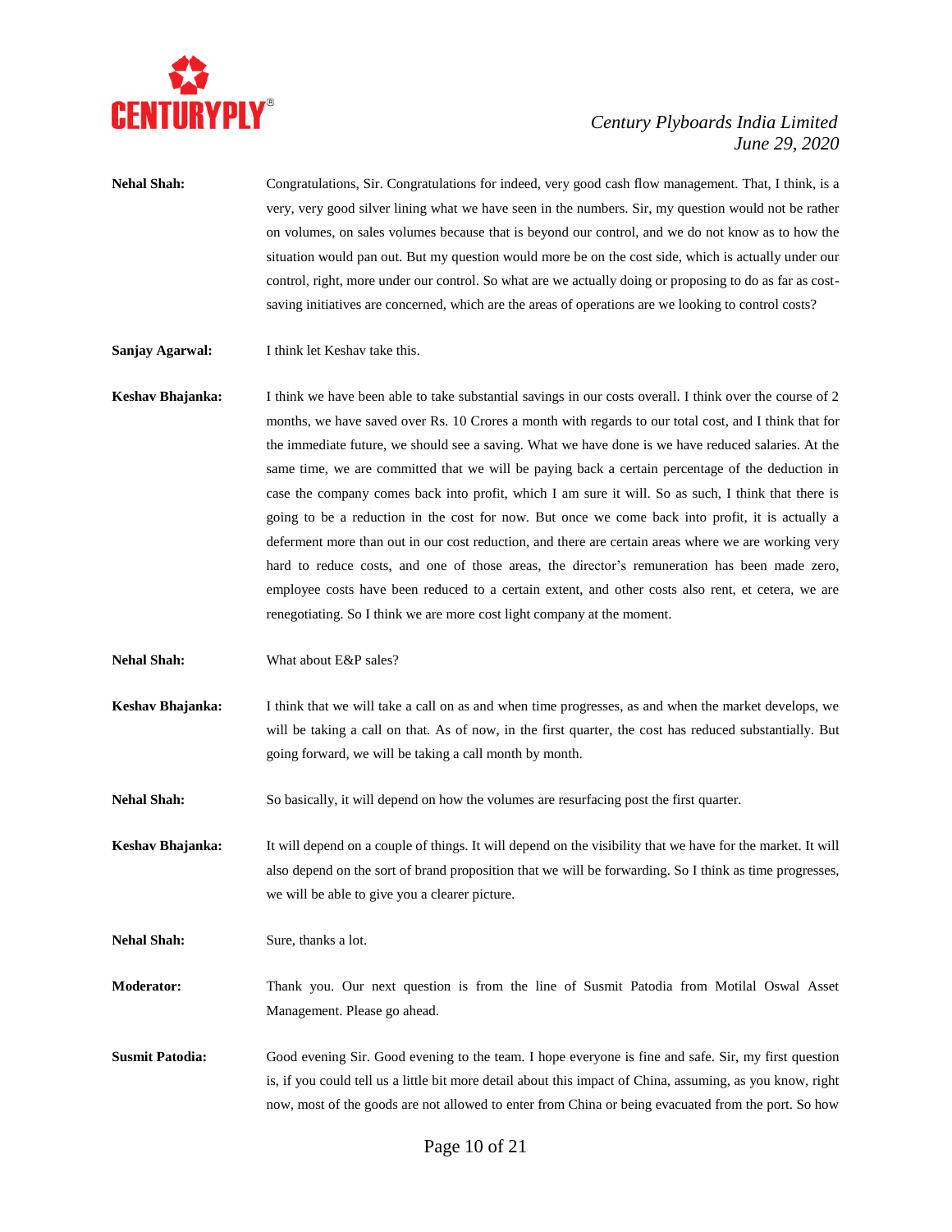**Nehal Shah:** Congratulations, Sir. Congratulations for indeed, very good cash flow management. That, I think, is a very, very good silver lining what we have seen in the numbers. Sir, my question would not be rather on volumes, on sales volumes because that is beyond our control, and we do not know as to how the situation would pan out. But my question would more be on the cost side, which is actually under our control, right, more under our control. So what are we actually doing or proposing to do as far as cost-saving initiatives are concerned, which are the areas of operations are we looking to control costs?

**Sanjay Agarwal:** I think let Keshav take this.

**Keshav Bhajanka:** I think we have been able to take substantial savings in our costs overall. I think over the course of 2 months, we have saved over Rs. 10 Crores a month with regards to our total cost, and I think that for the immediate future, we should see a saving. What we have done is we have reduced salaries. At the same time, we are committed that we will be paying back a certain percentage of the deduction in case the company comes back into profit, which I am sure it will. So as such, I think that there is going to be a reduction in the cost for now. But once we come back into profit, it is actually a deferment more than out in our cost reduction, and there are certain areas where we are working very hard to reduce costs, and one of those areas, the director's remuneration has been made zero, employee costs have been reduced to a certain extent, and other costs also rent, et cetera, we are renegotiating. So I think we are more cost light company at the moment.

**Nehal Shah:** What about E&P sales?

**Keshav Bhajanka:** I think that we will take a call on as and when time progresses, as and when the market develops, we will be taking a call on that. As of now, in the first quarter, the cost has reduced substantially. But going forward, we will be taking a call month by month.

**Nehal Shah:** So basically, it will depend on how the volumes are resurfacing post the first quarter.

**Keshav Bhajanka:** It will depend on a couple of things. It will depend on the visibility that we have for the market. It will also depend on the sort of brand proposition that we will be forwarding. So I think as time progresses, we will be able to give you a clearer picture.

**Nehal Shah:** Sure, thanks a lot.

**Moderator:** Thank you. Our next question is from the line of Susmit Patodia from Motilal Oswal Asset Management. Please go ahead.

**Susmit Patodia:** Good evening Sir. Good evening to the team. I hope everyone is fine and safe. Sir, my first question is, if you could tell us a little bit more detail about this impact of China, assuming, as you know, right now, most of the goods are not allowed to enter from China or being evacuated from the port. So how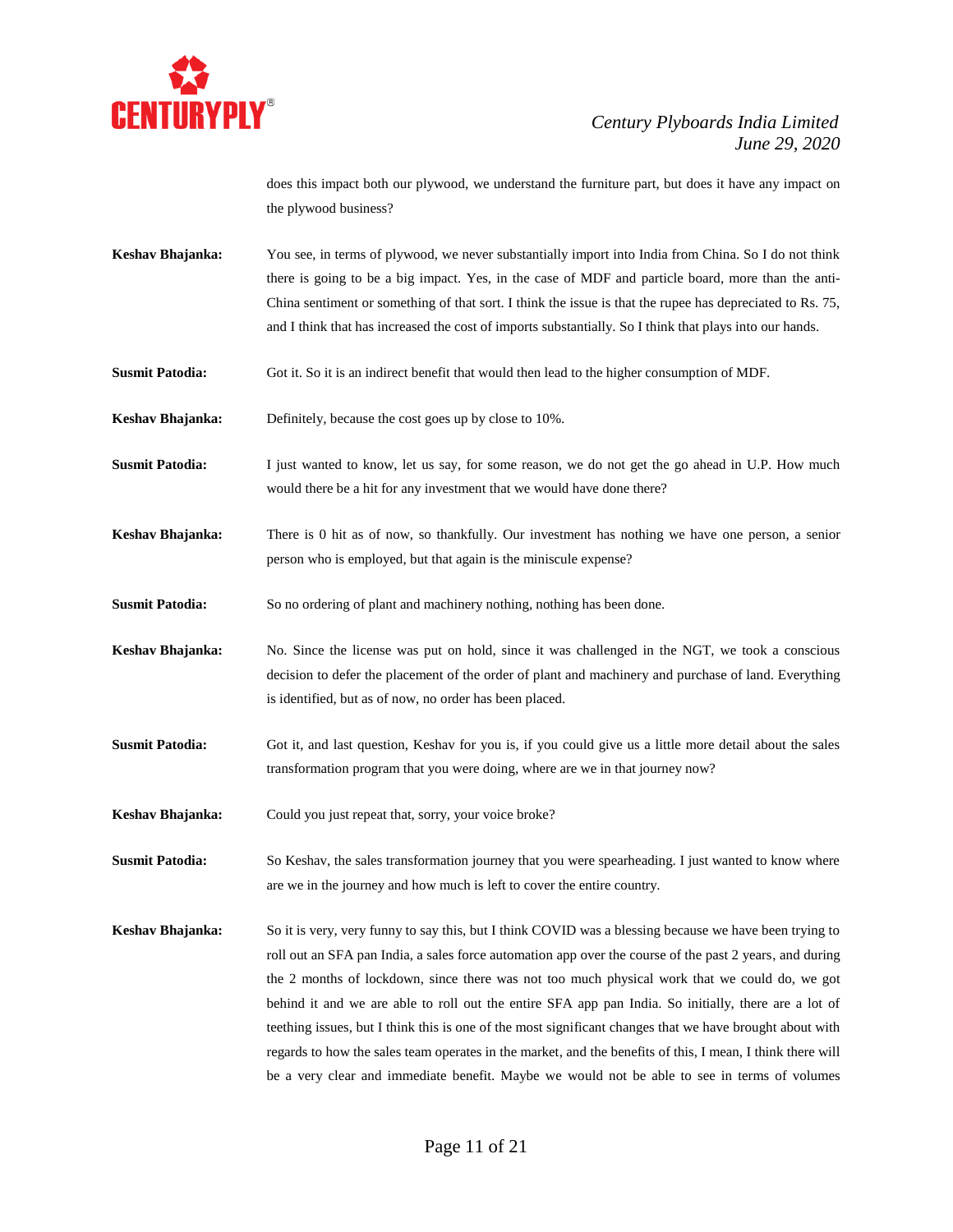does this impact both our plywood, we understand the furniture part, but does it have any impact on the plywood business?

**Keshav Bhajanka:** You see, in terms of plywood, we never substantially import into India from China. So I do not think there is going to be a big impact. Yes, in the case of MDF and particle board, more than the anti-China sentiment or something of that sort. I think the issue is that the rupee has depreciated to Rs. 75, and I think that has increased the cost of imports substantially. So I think that plays into our hands.

**Susmit Patodia:** Got it. So it is an indirect benefit that would then lead to the higher consumption of MDF.

**Keshav Bhajanka:** Definitely, because the cost goes up by close to 10%.

**Susmit Patodia:** I just wanted to know, let us say, for some reason, we do not get the go ahead in U.P. How much would there be a hit for any investment that we would have done there?

**Keshav Bhajanka:** There is 0 hit as of now, so thankfully. Our investment has nothing we have one person, a senior person who is employed, but that again is the miniscule expense?

**Susmit Patodia:** So no ordering of plant and machinery nothing, nothing has been done.

**Keshav Bhajanka:** No. Since the license was put on hold, since it was challenged in the NGT, we took a conscious decision to defer the placement of the order of plant and machinery and purchase of land. Everything is identified, but as of now, no order has been placed.

**Susmit Patodia:** Got it, and last question, Keshav for you is, if you could give us a little more detail about the sales transformation program that you were doing, where are we in that journey now?

**Keshav Bhajanka:** Could you just repeat that, sorry, your voice broke?

**Susmit Patodia:** So Keshav, the sales transformation journey that you were spearheading. I just wanted to know where are we in the journey and how much is left to cover the entire country.

**Keshav Bhajanka:** So it is very, very funny to say this, but I think COVID was a blessing because we have been trying to roll out an SFA pan India, a sales force automation app over the course of the past 2 years, and during the 2 months of lockdown, since there was not too much physical work that we could do, we got behind it and we are able to roll out the entire SFA app pan India. So initially, there are a lot of teething issues, but I think this is one of the most significant changes that we have brought about with regards to how the sales team operates in the market, and the benefits of this, I mean, I think there will be a very clear and immediate benefit. Maybe we would not be able to see in terms of volumes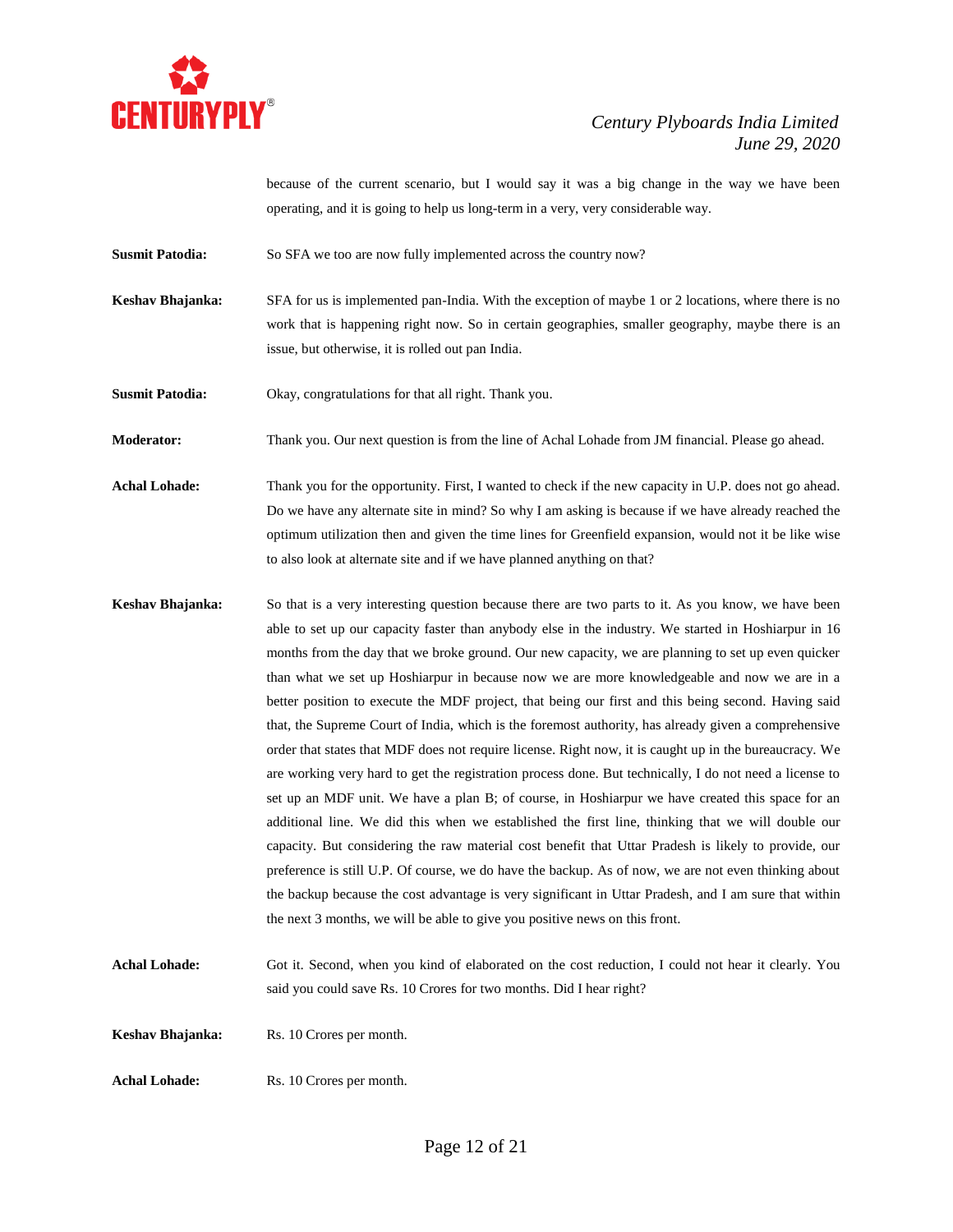because of the current scenario, but I would say it was a big change in the way we have been operating, and it is going to help us long-term in a very, very considerable way.

**Susmit Patodia:** So SFA we too are now fully implemented across the country now?

**Keshav Bhajanka:** SFA for us is implemented pan-India. With the exception of maybe 1 or 2 locations, where there is no work that is happening right now. So in certain geographies, smaller geography, maybe there is an issue, but otherwise, it is rolled out pan India.

**Susmit Patodia:** Okay, congratulations for that all right. Thank you.

**Moderator:** Thank you. Our next question is from the line of Achal Lohade from JM financial. Please go ahead.

**Achal Lohade:** Thank you for the opportunity. First, I wanted to check if the new capacity in U.P. does not go ahead. Do we have any alternate site in mind? So why I am asking is because if we have already reached the optimum utilization then and given the time lines for Greenfield expansion, would not it be like wise to also look at alternate site and if we have planned anything on that?

**Keshav Bhajanka:** So that is a very interesting question because there are two parts to it. As you know, we have been able to set up our capacity faster than anybody else in the industry. We started in Hoshiarpur in 16 months from the day that we broke ground. Our new capacity, we are planning to set up even quicker than what we set up Hoshiarpur in because now we are more knowledgeable and now we are in a better position to execute the MDF project, that being our first and this being second. Having said that, the Supreme Court of India, which is the foremost authority, has already given a comprehensive order that states that MDF does not require license. Right now, it is caught up in the bureaucracy. We are working very hard to get the registration process done. But technically, I do not need a license to set up an MDF unit. We have a plan B; of course, in Hoshiarpur we have created this space for an additional line. We did this when we established the first line, thinking that we will double our capacity. But considering the raw material cost benefit that Uttar Pradesh is likely to provide, our preference is still U.P. Of course, we do have the backup. As of now, we are not even thinking about the backup because the cost advantage is very significant in Uttar Pradesh, and I am sure that within the next 3 months, we will be able to give you positive news on this front.

**Achal Lohade:** Got it. Second, when you kind of elaborated on the cost reduction, I could not hear it clearly. You said you could save Rs. 10 Crores for two months. Did I hear right?

**Keshav Bhajanka:** Rs. 10 Crores per month.

**Achal Lohade:** Rs. 10 Crores per month.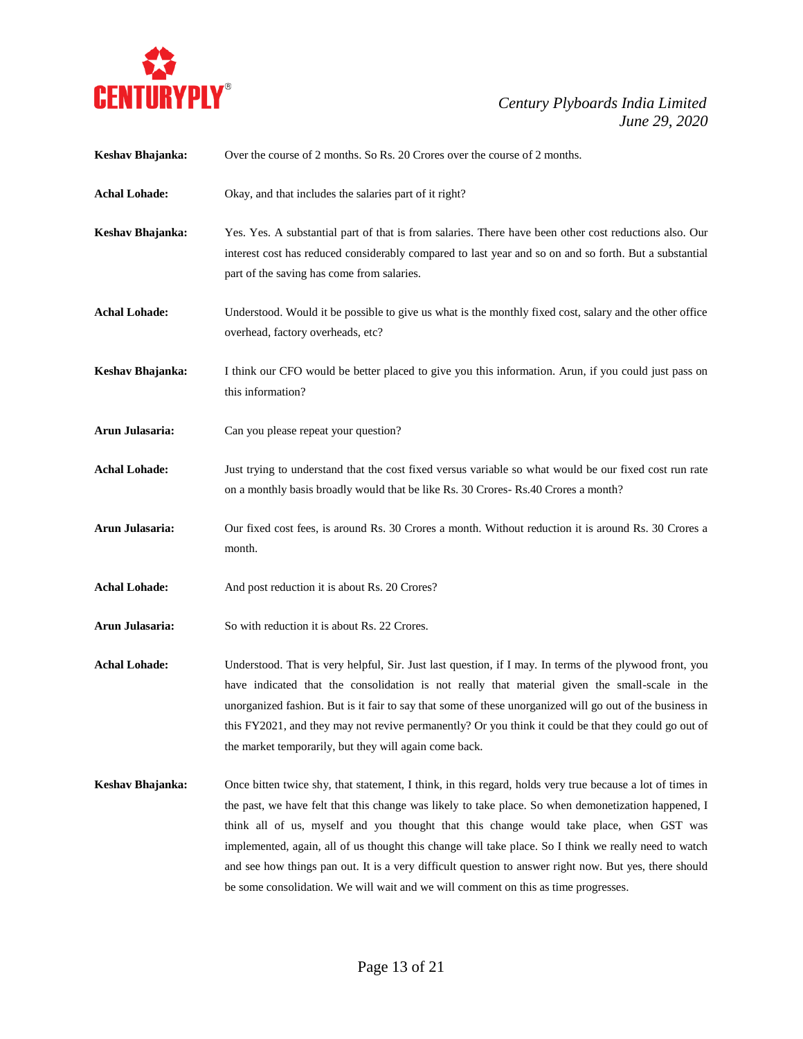**Keshav Bhajanka:** Over the course of 2 months. So Rs. 20 Crores over the course of 2 months.

**Achal Lohade:** Okay, and that includes the salaries part of it right?

**Keshav Bhajanka:** Yes. Yes. A substantial part of that is from salaries. There have been other cost reductions also. Our interest cost has reduced considerably compared to last year and so on and so forth. But a substantial part of the saving has come from salaries.

**Achal Lohade:** Understood. Would it be possible to give us what is the monthly fixed cost, salary and the other office overhead, factory overheads, etc?

**Keshav Bhajanka:** I think our CFO would be better placed to give you this information. Arun, if you could just pass on this information?

**Arun Julasaria:** Can you please repeat your question?

**Achal Lohade:** Just trying to understand that the cost fixed versus variable so what would be our fixed cost run rate on a monthly basis broadly would that be like Rs. 30 Crores- Rs.40 Crores a month?

**Arun Julasaria:** Our fixed cost fees, is around Rs. 30 Crores a month. Without reduction it is around Rs. 30 Crores a month.

**Achal Lohade:** And post reduction it is about Rs. 20 Crores?

**Arun Julasaria:** So with reduction it is about Rs. 22 Crores.

**Achal Lohade:** Understood. That is very helpful, Sir. Just last question, if I may. In terms of the plywood front, you have indicated that the consolidation is not really that material given the small-scale in the unorganized fashion. But is it fair to say that some of these unorganized will go out of the business in this FY2021, and they may not revive permanently? Or you think it could be that they could go out of the market temporarily, but they will again come back.

**Keshav Bhajanka:** Once bitten twice shy, that statement, I think, in this regard, holds very true because a lot of times in the past, we have felt that this change was likely to take place. So when demonetization happened, I think all of us, myself and you thought that this change would take place, when GST was implemented, again, all of us thought this change will take place. So I think we really need to watch and see how things pan out. It is a very difficult question to answer right now. But yes, there should be some consolidation. We will wait and we will comment on this as time progresses.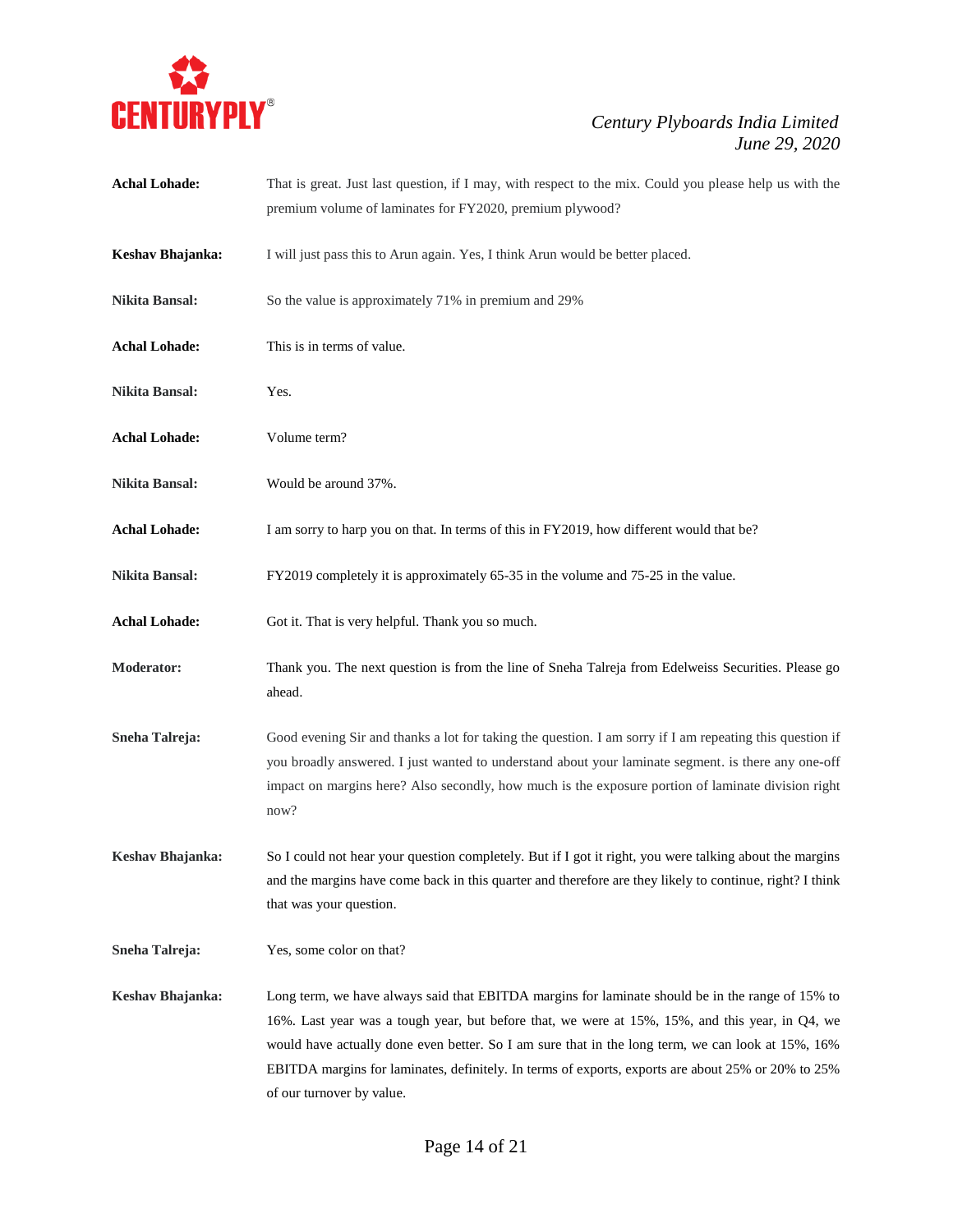**Achal Lohade:** That is great. Just last question, if I may, with respect to the mix. Could you please help us with the premium volume of laminates for FY2020, premium plywood?

**Keshav Bhajanka:** I will just pass this to Arun again. Yes, I think Arun would be better placed.

**Nikita Bansal:** So the value is approximately 71% in premium and 29%

**Achal Lohade:** This is in terms of value.

**Nikita Bansal:** Yes.

**Achal Lohade:** Volume term?

**Nikita Bansal:** Would be around 37%.

**Achal Lohade:** I am sorry to harp you on that. In terms of this in FY2019, how different would that be?

**Nikita Bansal:** FY2019 completely it is approximately 65-35 in the volume and 75-25 in the value.

**Achal Lohade:** Got it. That is very helpful. Thank you so much.

**Moderator:** Thank you. The next question is from the line of Sneha Talreja from Edelweiss Securities. Please go ahead.

**Sneha Talreja:** Good evening Sir and thanks a lot for taking the question. I am sorry if I am repeating this question if you broadly answered. I just wanted to understand about your laminate segment. is there any one-off impact on margins here? Also secondly, how much is the exposure portion of laminate division right now?

**Keshav Bhajanka:** So I could not hear your question completely. But if I got it right, you were talking about the margins and the margins have come back in this quarter and therefore are they likely to continue, right? I think that was your question.

**Sneha Talreja:** Yes, some color on that?

**Keshav Bhajanka:** Long term, we have always said that EBITDA margins for laminate should be in the range of 15% to 16%. Last year was a tough year, but before that, we were at 15%, 15%, and this year, in Q4, we would have actually done even better. So I am sure that in the long term, we can look at 15%, 16% EBITDA margins for laminates, definitely. In terms of exports, exports are about 25% or 20% to 25% of our turnover by value.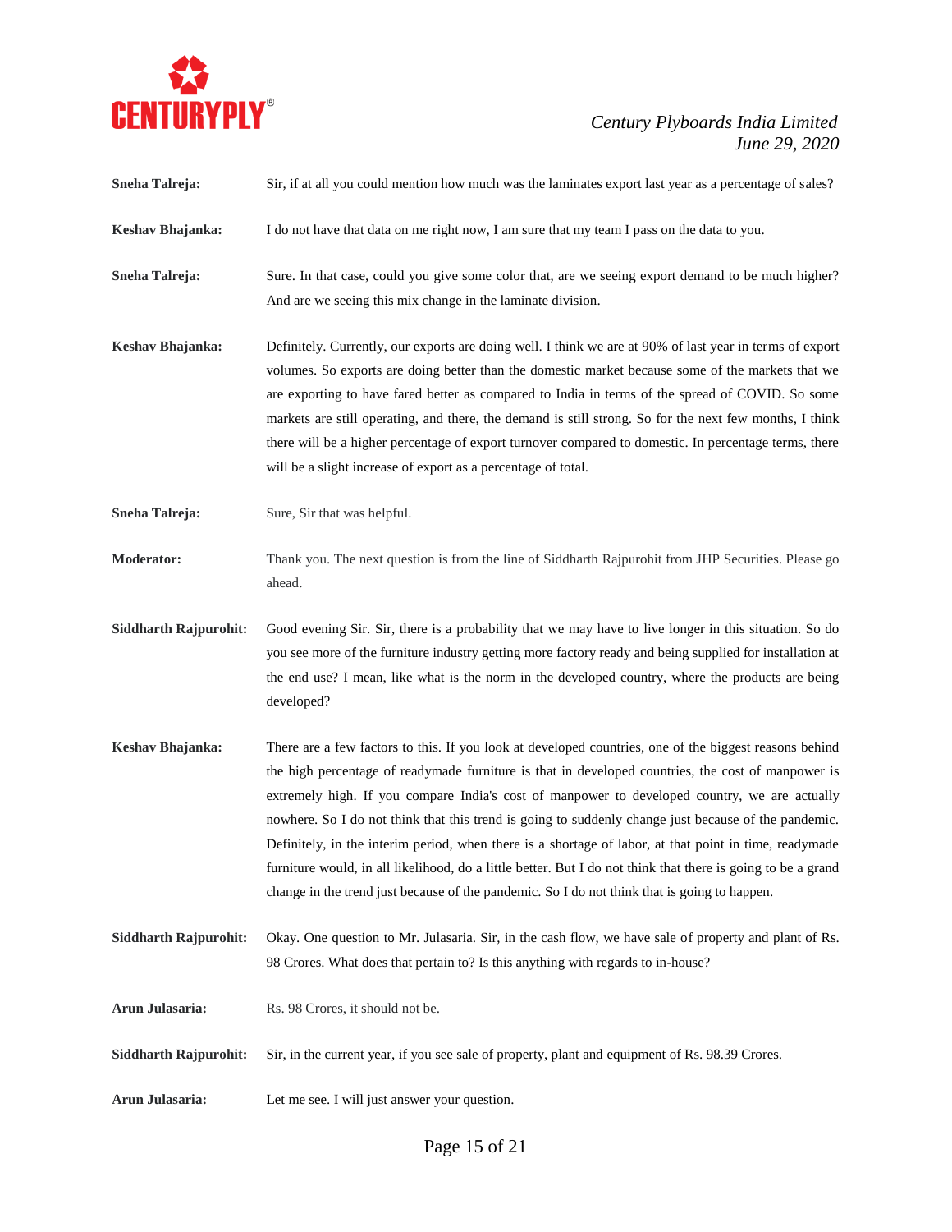**Sneha Talreja:** Sir, if at all you could mention how much was the laminates export last year as a percentage of sales?

**Keshav Bhajanka:** I do not have that data on me right now, I am sure that my team I pass on the data to you.

**Sneha Talreja:** Sure. In that case, could you give some color that, are we seeing export demand to be much higher? And are we seeing this mix change in the laminate division.

**Keshav Bhajanka:** Definitely. Currently, our exports are doing well. I think we are at 90% of last year in terms of export volumes. So exports are doing better than the domestic market because some of the markets that we are exporting to have fared better as compared to India in terms of the spread of COVID. So some markets are still operating, and there, the demand is still strong. So for the next few months, I think there will be a higher percentage of export turnover compared to domestic. In percentage terms, there will be a slight increase of export as a percentage of total.

**Sneha Talreja:** Sure, Sir that was helpful.

**Moderator:** Thank you. The next question is from the line of Siddharth Rajpurohit from JHP Securities. Please go ahead.

**Siddharth Rajpurohit:** Good evening Sir. Sir, there is a probability that we may have to live longer in this situation. So do you see more of the furniture industry getting more factory ready and being supplied for installation at the end use? I mean, like what is the norm in the developed country, where the products are being developed?

**Keshav Bhajanka:** There are a few factors to this. If you look at developed countries, one of the biggest reasons behind the high percentage of readymade furniture is that in developed countries, the cost of manpower is extremely high. If you compare India's cost of manpower to developed country, we are actually nowhere. So I do not think that this trend is going to suddenly change just because of the pandemic. Definitely, in the interim period, when there is a shortage of labor, at that point in time, readymade furniture would, in all likelihood, do a little better. But I do not think that there is going to be a grand change in the trend just because of the pandemic. So I do not think that is going to happen.

**Siddharth Rajpurohit:** Okay. One question to Mr. Julasaria. Sir, in the cash flow, we have sale of property and plant of Rs. 98 Crores. What does that pertain to? Is this anything with regards to in-house?

**Arun Julasaria:** Rs. 98 Crores, it should not be.

**Siddharth Rajpurohit:** Sir, in the current year, if you see sale of property, plant and equipment of Rs. 98.39 Crores.

**Arun Julasaria:** Let me see. I will just answer your question.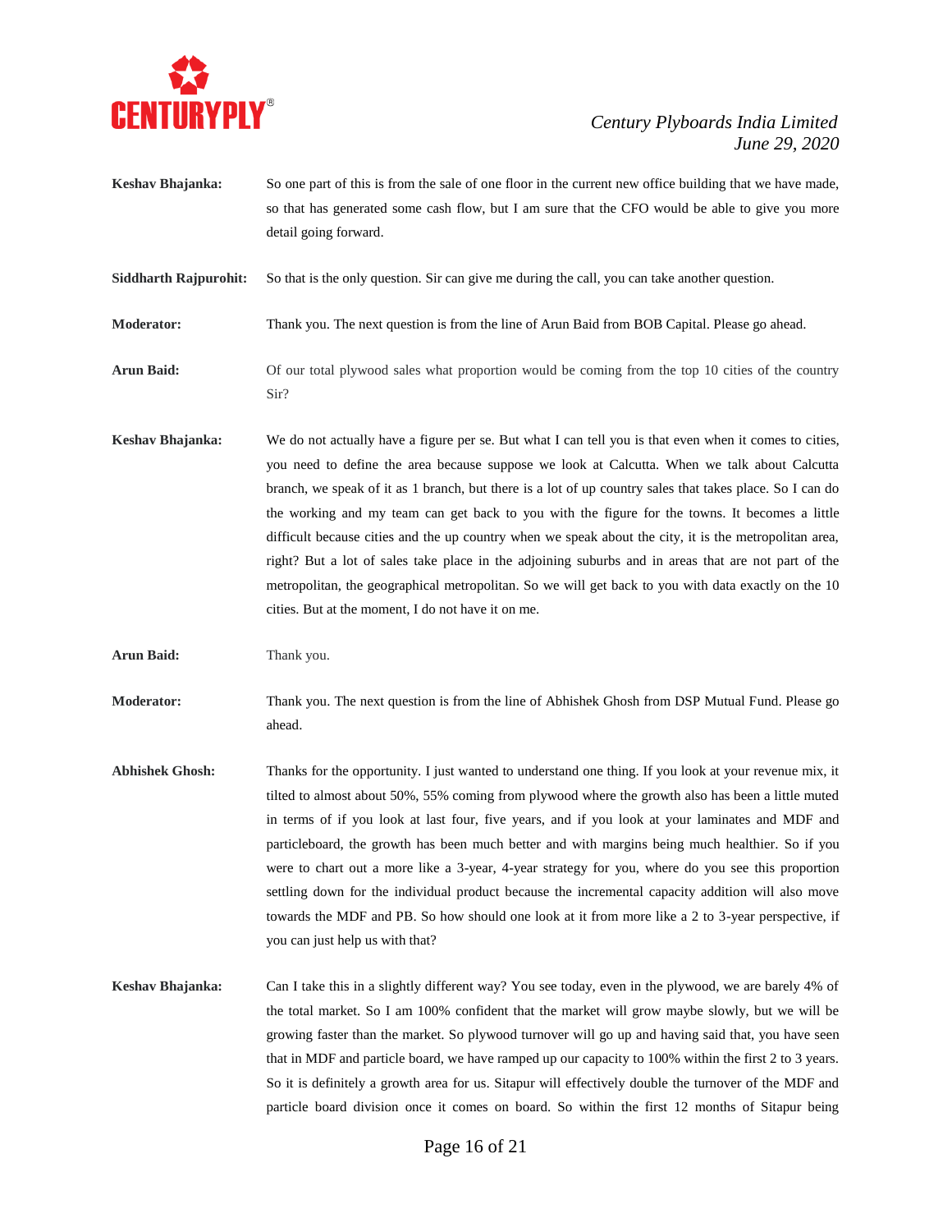**Keshav Bhajanka:** So one part of this is from the sale of one floor in the current new office building that we have made, so that has generated some cash flow, but I am sure that the CFO would be able to give you more detail going forward.

**Siddharth Rajpurohit:** So that is the only question. Sir can give me during the call, you can take another question.

**Moderator:** Thank you. The next question is from the line of Arun Baid from BOB Capital. Please go ahead.

**Arun Baid:** Of our total plywood sales what proportion would be coming from the top 10 cities of the country Sir?

**Keshav Bhajanka:** We do not actually have a figure per se. But what I can tell you is that even when it comes to cities, you need to define the area because suppose we look at Calcutta. When we talk about Calcutta branch, we speak of it as 1 branch, but there is a lot of up country sales that takes place. So I can do the working and my team can get back to you with the figure for the towns. It becomes a little difficult because cities and the up country when we speak about the city, it is the metropolitan area, right? But a lot of sales take place in the adjoining suburbs and in areas that are not part of the metropolitan, the geographical metropolitan. So we will get back to you with data exactly on the 10 cities. But at the moment, I do not have it on me.

**Arun Baid:** Thank you.

**Moderator:** Thank you. The next question is from the line of Abhishek Ghosh from DSP Mutual Fund. Please go ahead.

**Abhishek Ghosh:** Thanks for the opportunity. I just wanted to understand one thing. If you look at your revenue mix, it tilted to almost about 50%, 55% coming from plywood where the growth also has been a little muted in terms of if you look at last four, five years, and if you look at your laminates and MDF and particleboard, the growth has been much better and with margins being much healthier. So if you were to chart out a more like a 3-year, 4-year strategy for you, where do you see this proportion settling down for the individual product because the incremental capacity addition will also move towards the MDF and PB. So how should one look at it from more like a 2 to 3-year perspective, if you can just help us with that?

**Keshav Bhajanka:** Can I take this in a slightly different way? You see today, even in the plywood, we are barely 4% of the total market. So I am 100% confident that the market will grow maybe slowly, but we will be growing faster than the market. So plywood turnover will go up and having said that, you have seen that in MDF and particle board, we have ramped up our capacity to 100% within the first 2 to 3 years. So it is definitely a growth area for us. Sitapur will effectively double the turnover of the MDF and particle board division once it comes on board. So within the first 12 months of Sitapur being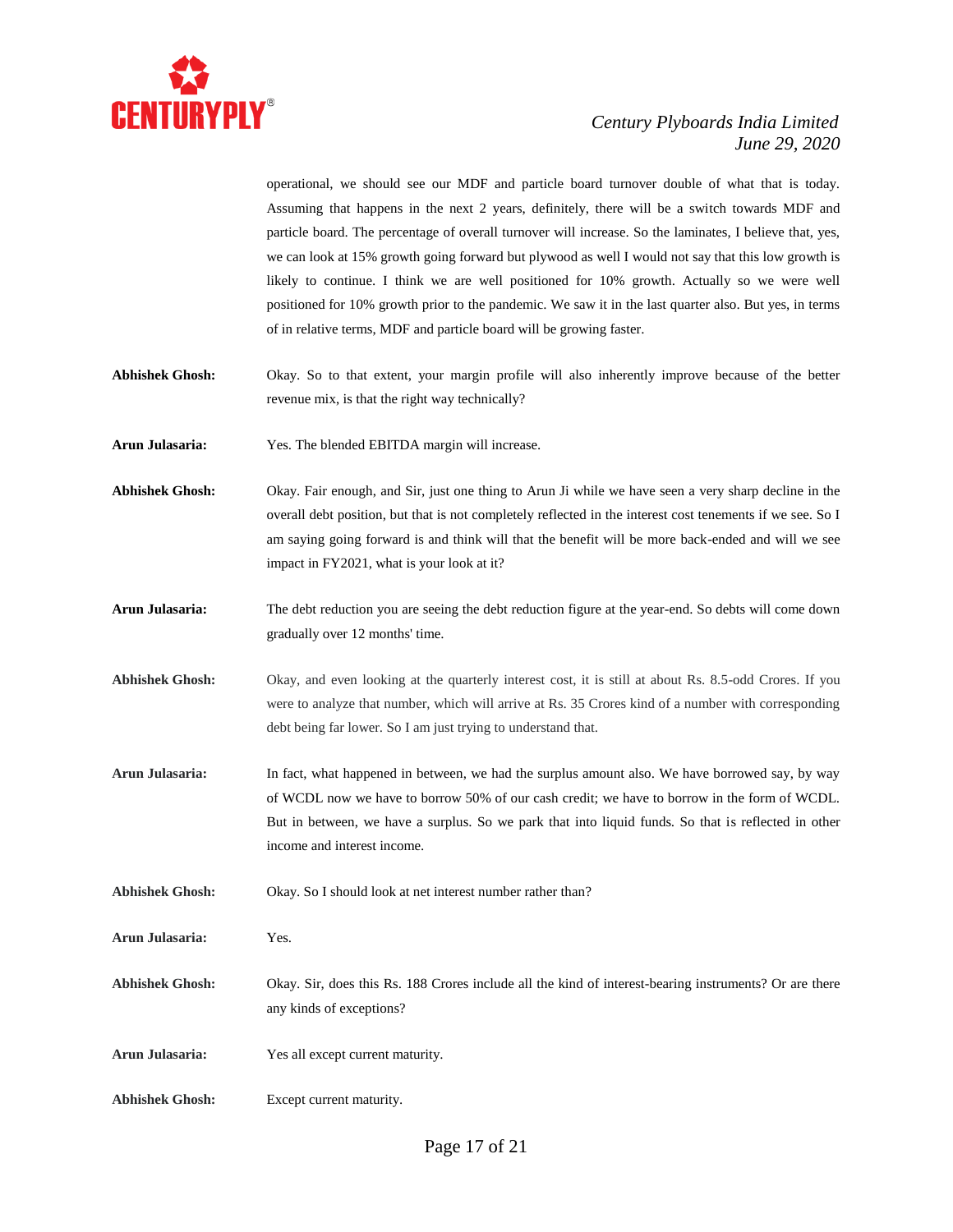operational, we should see our MDF and particle board turnover double of what that is today. Assuming that happens in the next 2 years, definitely, there will be a switch towards MDF and particle board. The percentage of overall turnover will increase. So the laminates, I believe that, yes, we can look at 15% growth going forward but plywood as well I would not say that this low growth is likely to continue. I think we are well positioned for 10% growth. Actually so we were well positioned for 10% growth prior to the pandemic. We saw it in the last quarter also. But yes, in terms of in relative terms, MDF and particle board will be growing faster.

**Abhishek Ghosh:** Okay. So to that extent, your margin profile will also inherently improve because of the better revenue mix, is that the right way technically?

**Arun Julasaria:** Yes. The blended EBITDA margin will increase.

**Abhishek Ghosh:** Okay. Fair enough, and Sir, just one thing to Arun Ji while we have seen a very sharp decline in the overall debt position, but that is not completely reflected in the interest cost tenements if we see. So I am saying going forward is and think will that the benefit will be more back-ended and will we see impact in FY2021, what is your look at it?

**Arun Julasaria:** The debt reduction you are seeing the debt reduction figure at the year-end. So debts will come down gradually over 12 months' time.

**Abhishek Ghosh:** Okay, and even looking at the quarterly interest cost, it is still at about Rs. 8.5-odd Crores. If you were to analyze that number, which will arrive at Rs. 35 Crores kind of a number with corresponding debt being far lower. So I am just trying to understand that.

**Arun Julasaria:** In fact, what happened in between, we had the surplus amount also. We have borrowed say, by way of WCDL now we have to borrow 50% of our cash credit; we have to borrow in the form of WCDL. But in between, we have a surplus. So we park that into liquid funds. So that is reflected in other income and interest income.

**Abhishek Ghosh:** Okay. So I should look at net interest number rather than?

**Arun Julasaria:** Yes.

**Abhishek Ghosh:** Okay. Sir, does this Rs. 188 Crores include all the kind of interest-bearing instruments? Or are there any kinds of exceptions?

**Arun Julasaria:** Yes all except current maturity.

**Abhishek Ghosh:** Except current maturity.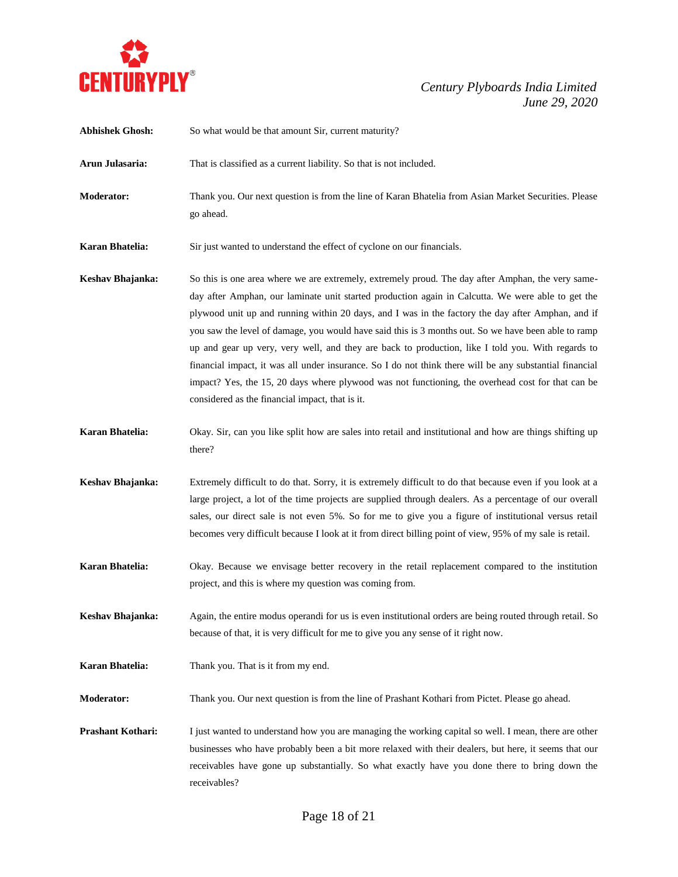**Abhishek Ghosh:** So what would be that amount Sir, current maturity?

**Arun Julasaria:** That is classified as a current liability. So that is not included.

**Moderator:** Thank you. Our next question is from the line of Karan Bhatelia from Asian Market Securities. Please go ahead.

**Karan Bhatelia:** Sir just wanted to understand the effect of cyclone on our financials.

**Keshav Bhajanka:** So this is one area where we are extremely, extremely proud. The day after Amphan, the very same-day after Amphan, our laminate unit started production again in Calcutta. We were able to get the plywood unit up and running within 20 days, and I was in the factory the day after Amphan, and if you saw the level of damage, you would have said this is 3 months out. So we have been able to ramp up and gear up very, very well, and they are back to production, like I told you. With regards to financial impact, it was all under insurance. So I do not think there will be any substantial financial impact? Yes, the 15, 20 days where plywood was not functioning, the overhead cost for that can be considered as the financial impact, that is it.

**Karan Bhatelia:** Okay. Sir, can you like split how are sales into retail and institutional and how are things shifting up there?

**Keshav Bhajanka:** Extremely difficult to do that. Sorry, it is extremely difficult to do that because even if you look at a large project, a lot of the time projects are supplied through dealers. As a percentage of our overall sales, our direct sale is not even 5%. So for me to give you a figure of institutional versus retail becomes very difficult because I look at it from direct billing point of view, 95% of my sale is retail.

**Karan Bhatelia:** Okay. Because we envisage better recovery in the retail replacement compared to the institution project, and this is where my question was coming from.

**Keshav Bhajanka:** Again, the entire modus operandi for us is even institutional orders are being routed through retail. So because of that, it is very difficult for me to give you any sense of it right now.

**Karan Bhatelia:** Thank you. That is it from my end.

**Moderator:** Thank you. Our next question is from the line of Prashant Kothari from Pictet. Please go ahead.

**Prashant Kothari:** I just wanted to understand how you are managing the working capital so well. I mean, there are other businesses who have probably been a bit more relaxed with their dealers, but here, it seems that our receivables have gone up substantially. So what exactly have you done there to bring down the receivables?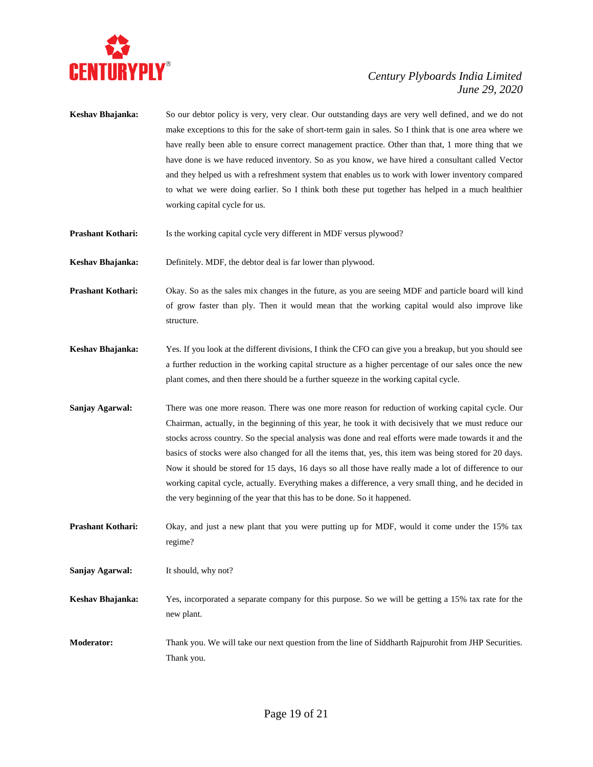**Keshav Bhajanka:** So our debtor policy is very, very clear. Our outstanding days are very well defined, and we do not make exceptions to this for the sake of short-term gain in sales. So I think that is one area where we have really been able to ensure correct management practice. Other than that, 1 more thing that we have done is we have reduced inventory. So as you know, we have hired a consultant called Vector and they helped us with a refreshment system that enables us to work with lower inventory compared to what we were doing earlier. So I think both these put together has helped in a much healthier working capital cycle for us.

**Prashant Kothari:** Is the working capital cycle very different in MDF versus plywood?

**Keshav Bhajanka:** Definitely. MDF, the debtor deal is far lower than plywood.

**Prashant Kothari:** Okay. So as the sales mix changes in the future, as you are seeing MDF and particle board will kind of grow faster than ply. Then it would mean that the working capital would also improve like structure.

**Keshav Bhajanka:** Yes. If you look at the different divisions, I think the CFO can give you a breakup, but you should see a further reduction in the working capital structure as a higher percentage of our sales once the new plant comes, and then there should be a further squeeze in the working capital cycle.

**Sanjay Agarwal:** There was one more reason. There was one more reason for reduction of working capital cycle. Our Chairman, actually, in the beginning of this year, he took it with decisively that we must reduce our stocks across country. So the special analysis was done and real efforts were made towards it and the basics of stocks were also changed for all the items that, yes, this item was being stored for 20 days. Now it should be stored for 15 days, 16 days so all those have really made a lot of difference to our working capital cycle, actually. Everything makes a difference, a very small thing, and he decided in the very beginning of the year that this has to be done. So it happened.

**Prashant Kothari:** Okay, and just a new plant that you were putting up for MDF, would it come under the 15% tax regime?

**Sanjay Agarwal:** It should, why not?

**Keshav Bhajanka:** Yes, incorporated a separate company for this purpose. So we will be getting a 15% tax rate for the new plant.

**Moderator:** Thank you. We will take our next question from the line of Siddharth Rajpurohit from JHP Securities. Thank you.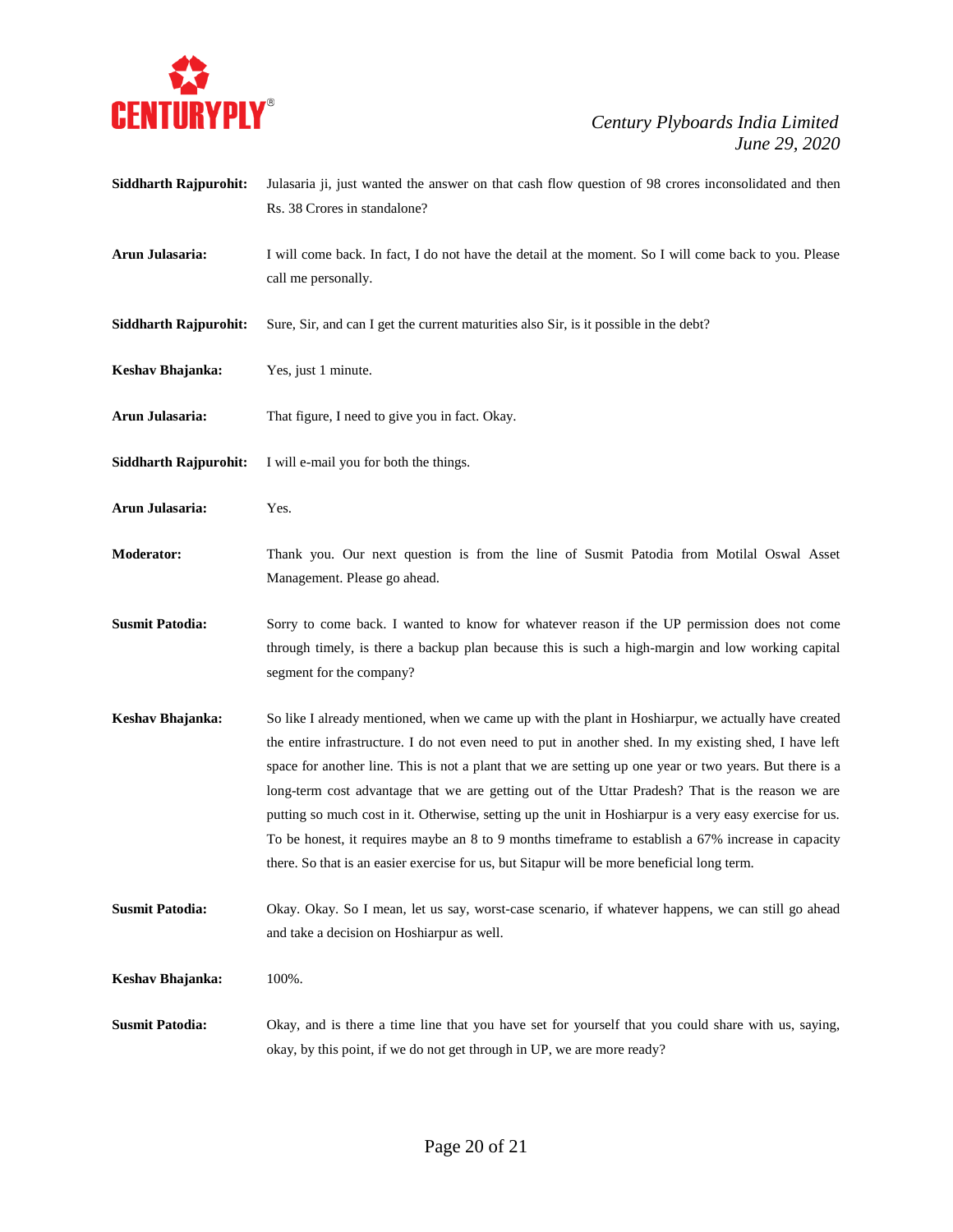**Siddharth Rajpurohit:** Julasaria ji, just wanted the answer on that cash flow question of 98 crores inconsolidated and then Rs. 38 Crores in standalone?

**Arun Julasaria:** I will come back. In fact, I do not have the detail at the moment. So I will come back to you. Please call me personally.

**Siddharth Rajpurohit:** Sure, Sir, and can I get the current maturities also Sir, is it possible in the debt?

**Keshav Bhajanka:** Yes, just 1 minute.

**Arun Julasaria:** That figure, I need to give you in fact. Okay.

**Siddharth Rajpurohit:** I will e-mail you for both the things.

**Arun Julasaria:** Yes.

**Moderator:** Thank you. Our next question is from the line of Susmit Patodia from Motilal Oswal Asset Management. Please go ahead.

**Susmit Patodia:** Sorry to come back. I wanted to know for whatever reason if the UP permission does not come through timely, is there a backup plan because this is such a high-margin and low working capital segment for the company?

**Keshav Bhajanka:** So like I already mentioned, when we came up with the plant in Hoshiarpur, we actually have created the entire infrastructure. I do not even need to put in another shed. In my existing shed, I have left space for another line. This is not a plant that we are setting up one year or two years. But there is a long-term cost advantage that we are getting out of the Uttar Pradesh? That is the reason we are putting so much cost in it. Otherwise, setting up the unit in Hoshiarpur is a very easy exercise for us. To be honest, it requires maybe an 8 to 9 months timeframe to establish a 67% increase in capacity there. So that is an easier exercise for us, but Sitapur will be more beneficial long term.

**Susmit Patodia:** Okay. Okay. So I mean, let us say, worst-case scenario, if whatever happens, we can still go ahead and take a decision on Hoshiarpur as well.

**Keshav Bhajanka:** 100%.

**Susmit Patodia:** Okay, and is there a time line that you have set for yourself that you could share with us, saying, okay, by this point, if we do not get through in UP, we are more ready?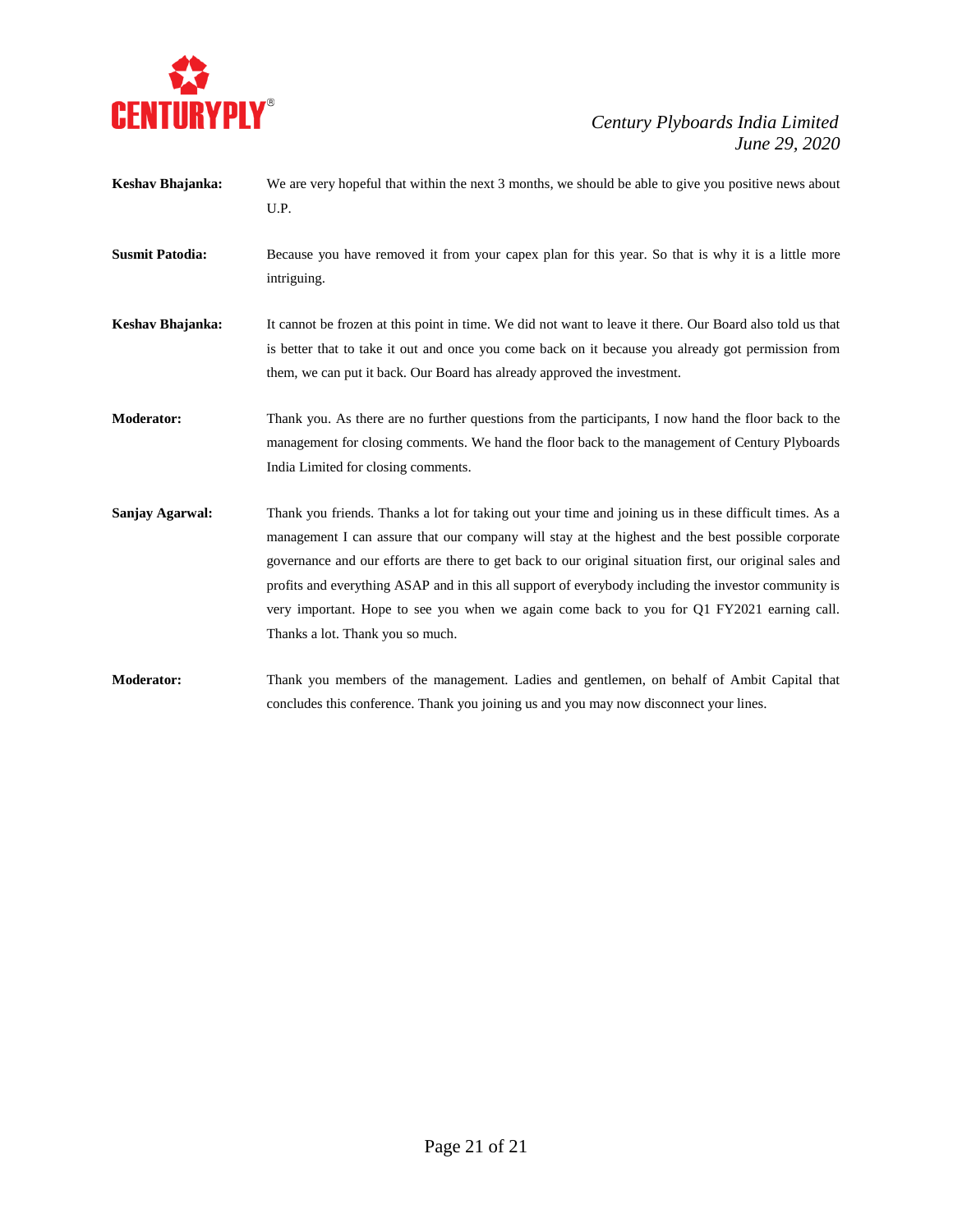**Keshav Bhajanka:** We are very hopeful that within the next 3 months, we should be able to give you positive news about U.P.

**Susmit Patodia:** Because you have removed it from your capex plan for this year. So that is why it is a little more intriguing.

**Keshav Bhajanka:** It cannot be frozen at this point in time. We did not want to leave it there. Our Board also told us that is better that to take it out and once you come back on it because you already got permission from them, we can put it back. Our Board has already approved the investment.

**Moderator:** Thank you. As there are no further questions from the participants, I now hand the floor back to the management for closing comments. We hand the floor back to the management of Century Plyboards India Limited for closing comments.

**Sanjay Agarwal:** Thank you friends. Thanks a lot for taking out your time and joining us in these difficult times. As a management I can assure that our company will stay at the highest and the best possible corporate governance and our efforts are there to get back to our original situation first, our original sales and profits and everything ASAP and in this all support of everybody including the investor community is very important. Hope to see you when we again come back to you for Q1 FY2021 earning call. Thanks a lot. Thank you so much.

**Moderator:** Thank you members of the management. Ladies and gentlemen, on behalf of Ambit Capital that concludes this conference. Thank you joining us and you may now disconnect your lines.